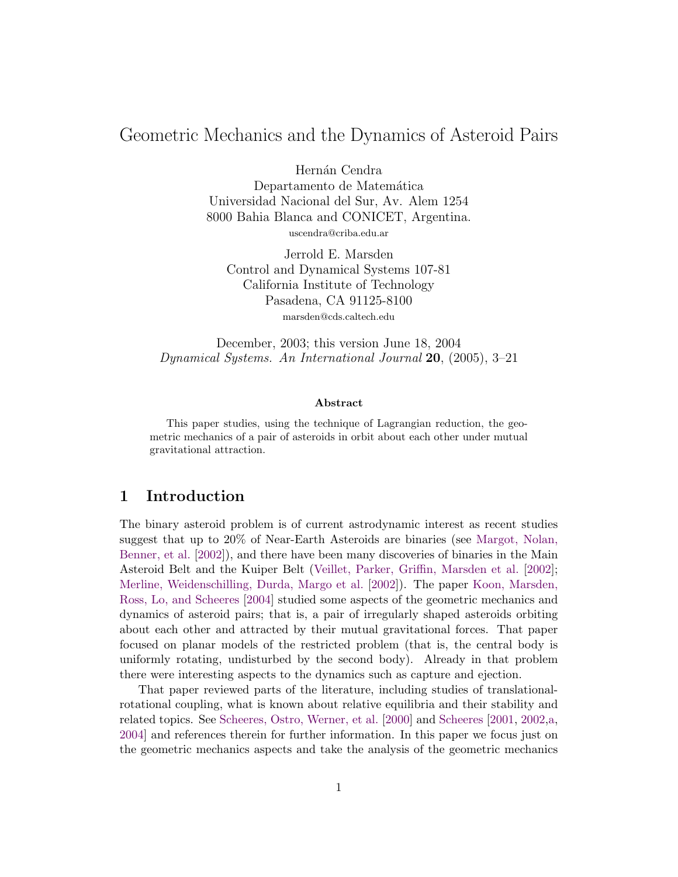# Geometric Mechanics and the Dynamics of Asteroid Pairs

Hernán Cendra
Departamento de Matemática
Universidad Nacional del Sur, Av. Alem 1254
8000 Bahia Blanca and CONICET, Argentina.
uscendra@criba.edu.ar

Jerrold E. Marsden
Control and Dynamical Systems 107-81
California Institute of Technology
Pasadena, CA 91125-8100
marsden@cds.caltech.edu

December, 2003; this version June 18, 2004
*Dynamical Systems. An International Journal* **20**, (2005), 3–21

### Abstract

This paper studies, using the technique of Lagrangian reduction, the geometric mechanics of a pair of asteroids in orbit about each other under mutual gravitational attraction.

## 1 Introduction

The binary asteroid problem is of current astrodynamic interest as recent studies suggest that up to 20% of Near-Earth Asteroids are binaries (see Margot, Nolan, Benner, et al. [2002]), and there have been many discoveries of binaries in the Main Asteroid Belt and the Kuiper Belt (Veillet, Parker, Griffin, Marsden et al. [2002]; Merline, Weidenschilling, Durda, Margo et al. [2002]). The paper Koon, Marsden, Ross, Lo, and Scheeres [2004] studied some aspects of the geometric mechanics and dynamics of asteroid pairs; that is, a pair of irregularly shaped asteroids orbiting about each other and attracted by their mutual gravitational forces. That paper focused on planar models of the restricted problem (that is, the central body is uniformly rotating, undisturbed by the second body). Already in that problem there were interesting aspects to the dynamics such as capture and ejection.

That paper reviewed parts of the literature, including studies of translational-rotational coupling, what is known about relative equilibria and their stability and related topics. See Scheeres, Ostro, Werner, et al. [2000] and Scheeres [2001, 2002,a, 2004] and references therein for further information. In this paper we focus just on the geometric mechanics aspects and take the analysis of the geometric mechanics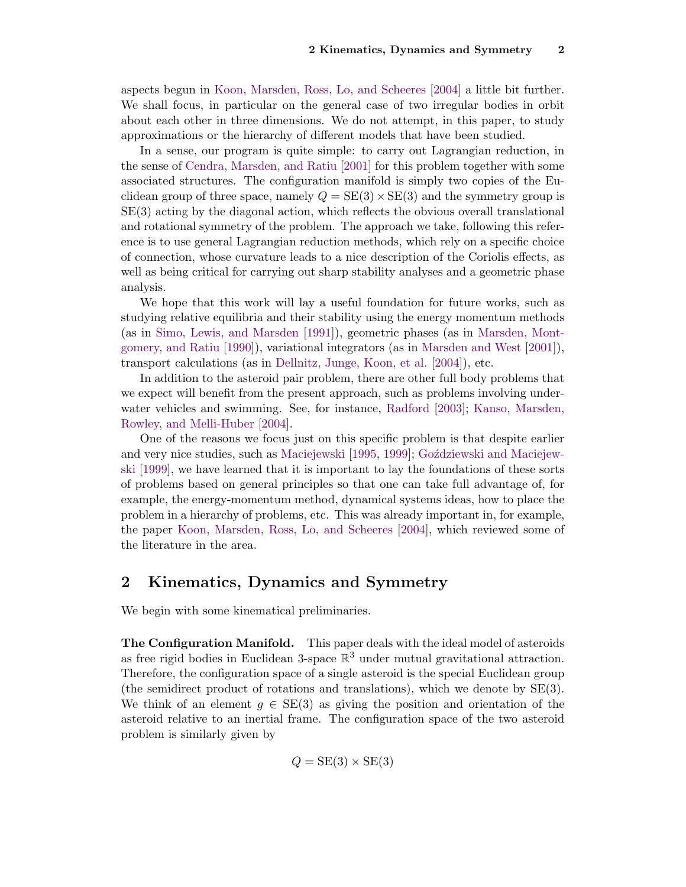aspects begun in Koon, Marsden, Ross, Lo, and Scheeres [2004] a little bit further. We shall focus, in particular on the general case of two irregular bodies in orbit about each other in three dimensions. We do not attempt, in this paper, to study approximations or the hierarchy of different models that have been studied.

In a sense, our program is quite simple: to carry out Lagrangian reduction, in the sense of Cendra, Marsden, and Ratiu [2001] for this problem together with some associated structures. The configuration manifold is simply two copies of the Euclidean group of three space, namely $Q = \mathrm{SE}(3) \times \mathrm{SE}(3)$ and the symmetry group is $\mathrm{SE}(3)$ acting by the diagonal action, which reflects the obvious overall translational and rotational symmetry of the problem. The approach we take, following this reference is to use general Lagrangian reduction methods, which rely on a specific choice of connection, whose curvature leads to a nice description of the Coriolis effects, as well as being critical for carrying out sharp stability analyses and a geometric phase analysis.

We hope that this work will lay a useful foundation for future works, such as studying relative equilibria and their stability using the energy momentum methods (as in Simo, Lewis, and Marsden [1991]), geometric phases (as in Marsden, Montgomery, and Ratiu [1990]), variational integrators (as in Marsden and West [2001]), transport calculations (as in Dellnitz, Junge, Koon, et al. [2004]), etc.

In addition to the asteroid pair problem, there are other full body problems that we expect will benefit from the present approach, such as problems involving underwater vehicles and swimming. See, for instance, Radford [2003]; Kanso, Marsden, Rowley, and Melli-Huber [2004].

One of the reasons we focus just on this specific problem is that despite earlier and very nice studies, such as Maciejewski [1995, 1999]; Goździewski and Maciejewski [1999], we have learned that it is important to lay the foundations of these sorts of problems based on general principles so that one can take full advantage of, for example, the energy-momentum method, dynamical systems ideas, how to place the problem in a hierarchy of problems, etc. This was already important in, for example, the paper Koon, Marsden, Ross, Lo, and Scheeres [2004], which reviewed some of the literature in the area.

## 2 Kinematics, Dynamics and Symmetry

We begin with some kinematical preliminaries.

**The Configuration Manifold.** This paper deals with the ideal model of asteroids as free rigid bodies in Euclidean 3-space $\mathbb{R}^3$ under mutual gravitational attraction. Therefore, the configuration space of a single asteroid is the special Euclidean group (the semidirect product of rotations and translations), which we denote by $\mathrm{SE}(3)$. We think of an element $g \in \mathrm{SE}(3)$ as giving the position and orientation of the asteroid relative to an inertial frame. The configuration space of the two asteroid problem is similarly given by

$$Q = \mathrm{SE}(3) \times \mathrm{SE}(3)$$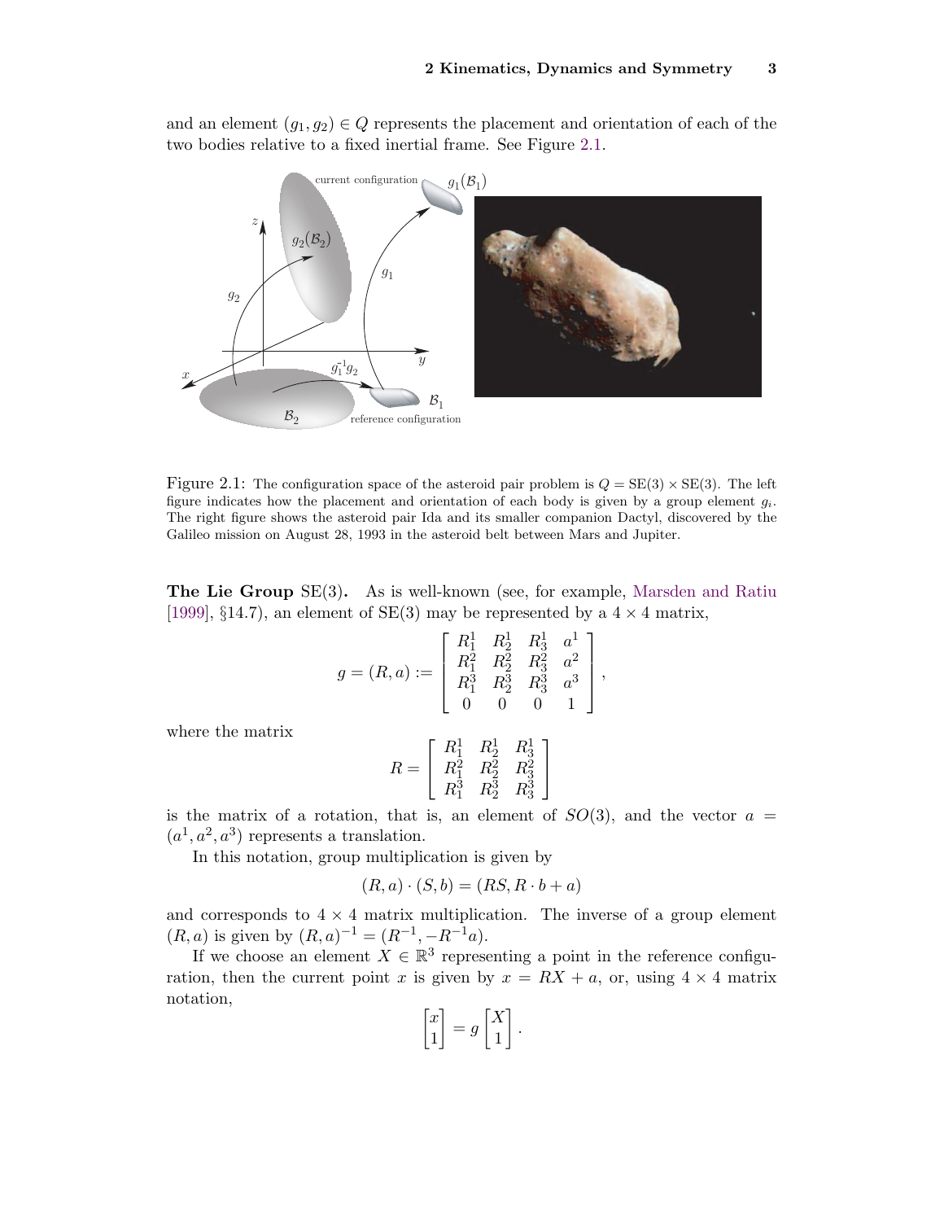and an element $(g_1, g_2) \in Q$ represents the placement and orientation of each of the two bodies relative to a fixed inertial frame. See Figure 2.1.

Figure 2.1: The configuration space of the asteroid pair problem is $Q = \mathrm{SE}(3) \times \mathrm{SE}(3)$. The left figure indicates how the placement and orientation of each body is given by a group element $g_i$. The right figure shows the asteroid pair Ida and its smaller companion Dactyl, discovered by the Galileo mission on August 28, 1993 in the asteroid belt between Mars and Jupiter.

**The Lie Group** SE(3)**.** As is well-known (see, for example, Marsden and Ratiu [1999], §14.7), an element of SE(3) may be represented by a $4 \times 4$ matrix,

$$g = (R, a) := \begin{bmatrix} R^1_1 & R^1_2 & R^1_3 & a^1 \\ R^2_1 & R^2_2 & R^2_3 & a^2 \\ R^3_1 & R^3_2 & R^3_3 & a^3 \\ 0 & 0 & 0 & 1 \end{bmatrix},$$

where the matrix

$$R = \begin{bmatrix} R^1_1 & R^1_2 & R^1_3 \\ R^2_1 & R^2_2 & R^2_3 \\ R^3_1 & R^3_2 & R^3_3 \end{bmatrix}$$

is the matrix of a rotation, that is, an element of $SO(3)$, and the vector $a = (a^1, a^2, a^3)$ represents a translation.

In this notation, group multiplication is given by

$$(R, a) \cdot (S, b) = (RS, R \cdot b + a)$$

and corresponds to $4 \times 4$ matrix multiplication. The inverse of a group element $(R, a)$ is given by $(R, a)^{-1} = (R^{-1}, -R^{-1}a)$.

If we choose an element $X \in \mathbb{R}^3$ representing a point in the reference configuration, then the current point $x$ is given by $x = RX + a$, or, using $4 \times 4$ matrix notation,

$$\begin{bmatrix} x \\ 1 \end{bmatrix} = g \begin{bmatrix} X \\ 1 \end{bmatrix}.$$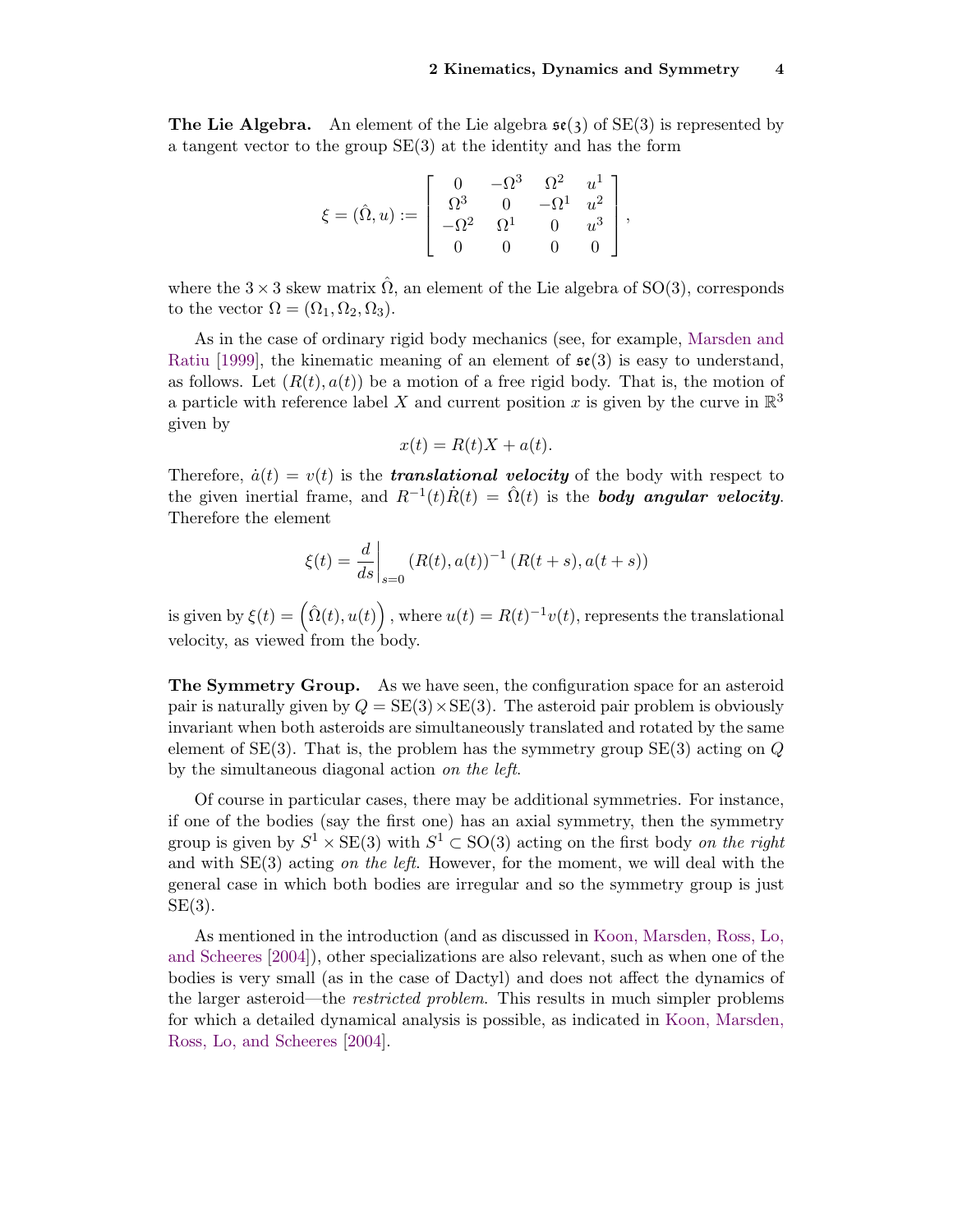**The Lie Algebra.** An element of the Lie algebra $\mathfrak{se}(3)$ of SE(3) is represented by a tangent vector to the group SE(3) at the identity and has the form

$$\xi = (\hat{\Omega}, u) := \begin{bmatrix} 0 & -\Omega^3 & \Omega^2 & u^1 \\ \Omega^3 & 0 & -\Omega^1 & u^2 \\ -\Omega^2 & \Omega^1 & 0 & u^3 \\ 0 & 0 & 0 & 0 \end{bmatrix},$$

where the $3 \times 3$ skew matrix $\hat{\Omega}$, an element of the Lie algebra of SO(3), corresponds to the vector $\Omega = (\Omega_1, \Omega_2, \Omega_3)$.

As in the case of ordinary rigid body mechanics (see, for example, Marsden and Ratiu [1999], the kinematic meaning of an element of $\mathfrak{se}(3)$ is easy to understand, as follows. Let $(R(t), a(t))$ be a motion of a free rigid body. That is, the motion of a particle with reference label $X$ and current position $x$ is given by the curve in $\mathbb{R}^3$ given by

$$x(t) = R(t)X + a(t).$$

Therefore, $\dot{a}(t) = v(t)$ is the ***translational velocity*** of the body with respect to the given inertial frame, and $R^{-1}(t)\dot{R}(t) = \hat{\Omega}(t)$ is the ***body angular velocity***. Therefore the element

$$\xi(t) = \left.\frac{d}{ds}\right|_{s=0} (R(t), a(t))^{-1} \left(R(t+s), a(t+s)\right)$$

is given by $\xi(t) = \left(\hat{\Omega}(t), u(t)\right)$, where $u(t) = R(t)^{-1}v(t)$, represents the translational velocity, as viewed from the body.

**The Symmetry Group.** As we have seen, the configuration space for an asteroid pair is naturally given by $Q = \mathrm{SE}(3) \times \mathrm{SE}(3)$. The asteroid pair problem is obviously invariant when both asteroids are simultaneously translated and rotated by the same element of SE(3). That is, the problem has the symmetry group SE(3) acting on $Q$ by the simultaneous diagonal action *on the left*.

Of course in particular cases, there may be additional symmetries. For instance, if one of the bodies (say the first one) has an axial symmetry, then the symmetry group is given by $S^1 \times \mathrm{SE}(3)$ with $S^1 \subset \mathrm{SO}(3)$ acting on the first body *on the right* and with SE(3) acting *on the left*. However, for the moment, we will deal with the general case in which both bodies are irregular and so the symmetry group is just SE(3).

As mentioned in the introduction (and as discussed in Koon, Marsden, Ross, Lo, and Scheeres [2004]), other specializations are also relevant, such as when one of the bodies is very small (as in the case of Dactyl) and does not affect the dynamics of the larger asteroid—the *restricted problem*. This results in much simpler problems for which a detailed dynamical analysis is possible, as indicated in Koon, Marsden, Ross, Lo, and Scheeres [2004].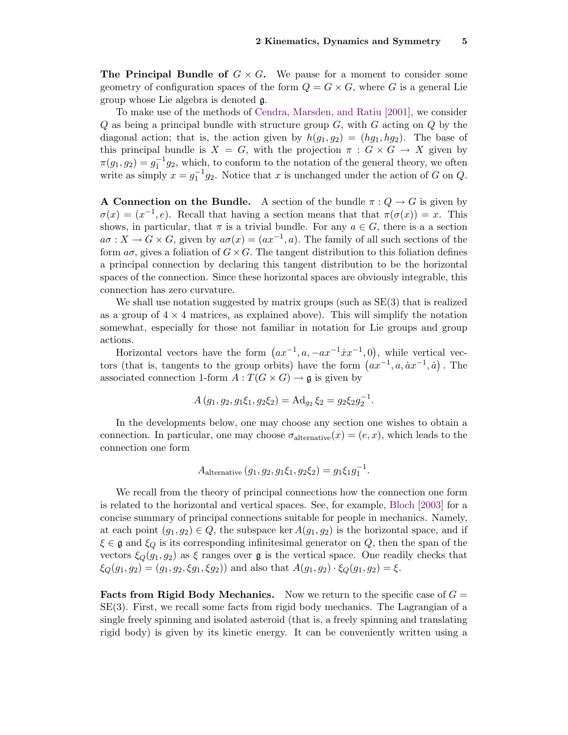**The Principal Bundle of $G \times G$.** We pause for a moment to consider some geometry of configuration spaces of the form $Q = G \times G$, where $G$ is a general Lie group whose Lie algebra is denoted $\mathfrak{g}$.

To make use of the methods of Cendra, Marsden, and Ratiu [2001], we consider $Q$ as being a principal bundle with structure group $G$, with $G$ acting on $Q$ by the diagonal action; that is, the action given by $h(g_1, g_2) = (hg_1, hg_2)$. The base of this principal bundle is $X = G$, with the projection $\pi : G \times G \to X$ given by $\pi(g_1, g_2) = g_1^{-1} g_2$, which, to conform to the notation of the general theory, we often write as simply $x = g_1^{-1} g_2$. Notice that $x$ is unchanged under the action of $G$ on $Q$.

**A Connection on the Bundle.** A section of the bundle $\pi : Q \to G$ is given by $\sigma(x) = (x^{-1}, e)$. Recall that having a section means that that $\pi(\sigma(x)) = x$. This shows, in particular, that $\pi$ is a trivial bundle. For any $a \in G$, there is a a section $a\sigma : X \to G \times G$, given by $a\sigma(x) = (ax^{-1}, a)$. The family of all such sections of the form $a\sigma$, gives a foliation of $G \times G$. The tangent distribution to this foliation defines a principal connection by declaring this tangent distribution to be the horizontal spaces of the connection. Since these horizontal spaces are obviously integrable, this connection has zero curvature.

We shall use notation suggested by matrix groups (such as SE(3) that is realized as a group of $4 \times 4$ matrices, as explained above). This will simplify the notation somewhat, especially for those not familiar in notation for Lie groups and group actions.

Horizontal vectors have the form $\left(ax^{-1}, a, -ax^{-1}\dot{x}x^{-1}, 0\right)$, while vertical vectors (that is, tangents to the group orbits) have the form $\left(ax^{-1}, a, \dot{a}x^{-1}, \dot{a}\right)$. The associated connection 1-form $A : T(G \times G) \to \mathfrak{g}$ is given by

$$A\left(g_1, g_2, g_1\xi_1, g_2\xi_2\right) = \operatorname{Ad}_{g_2} \xi_2 = g_2 \xi_2 g_2^{-1}.$$

In the developments below, one may choose any section one wishes to obtain a connection. In particular, one may choose $\sigma_{\text{alternative}}(x) = (e, x)$, which leads to the connection one form

$$A_{\text{alternative}}\left(g_1, g_2, g_1\xi_1, g_2\xi_2\right) = g_1 \xi_1 g_1^{-1}.$$

We recall from the theory of principal connections how the connection one form is related to the horizontal and vertical spaces. See, for example, Bloch [2003] for a concise summary of principal connections suitable for people in mechanics. Namely, at each point $(g_1, g_2) \in Q$, the subspace $\ker A(g_1, g_2)$ is the horizontal space, and if $\xi \in \mathfrak{g}$ and $\xi_Q$ is its corresponding infinitesimal generator on $Q$, then the span of the vectors $\xi_Q(g_1, g_2)$ as $\xi$ ranges over $\mathfrak{g}$ is the vertical space. One readily checks that $\xi_Q(g_1, g_2) = (g_1, g_2, \xi g_1, \xi g_2))$ and also that $A(g_1, g_2) \cdot \xi_Q(g_1, g_2) = \xi$.

**Facts from Rigid Body Mechanics.** Now we return to the specific case of $G = \mathrm{SE}(3)$. First, we recall some facts from rigid body mechanics. The Lagrangian of a single freely spinning and isolated asteroid (that is, a freely spinning and translating rigid body) is given by its kinetic energy. It can be conveniently written using a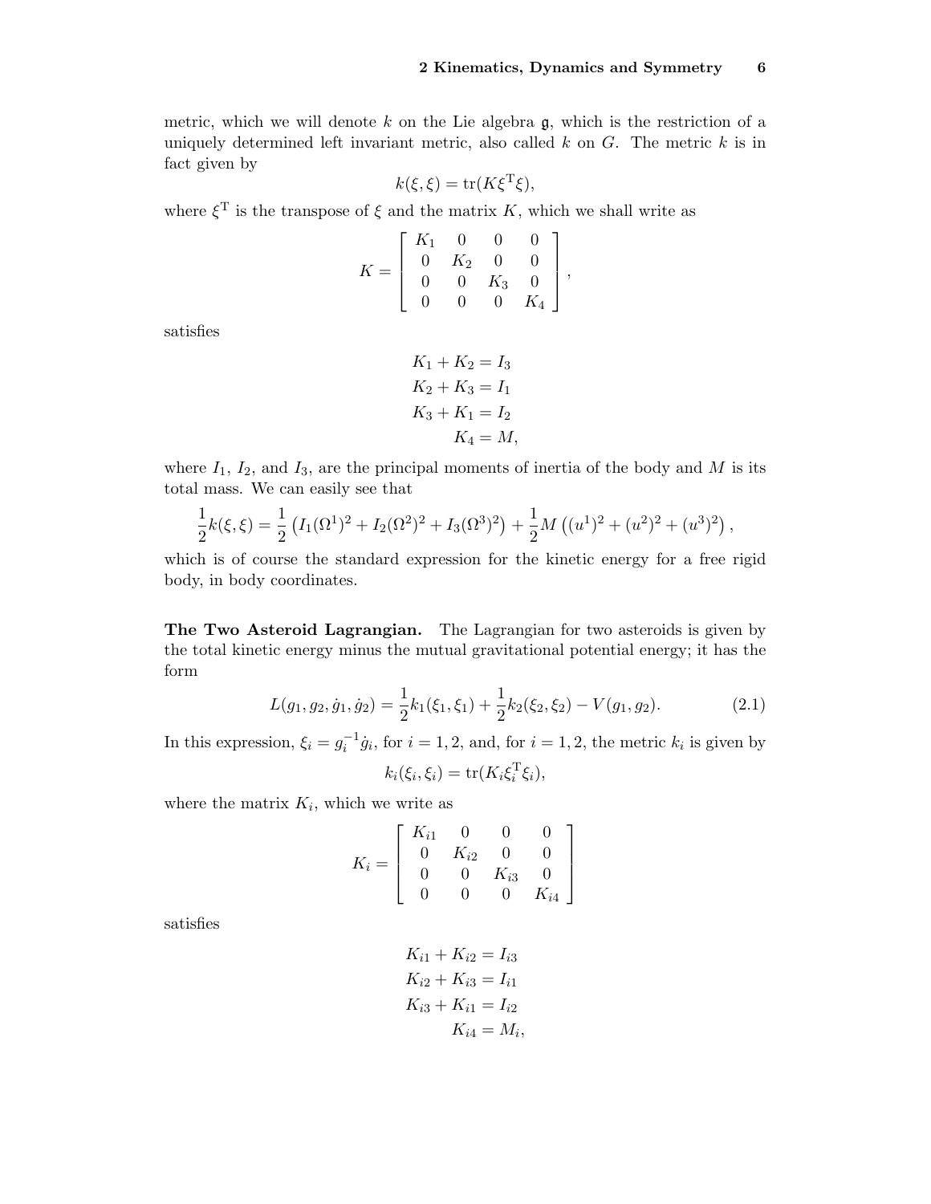metric, which we will denote $k$ on the Lie algebra $\mathfrak{g}$, which is the restriction of a uniquely determined left invariant metric, also called $k$ on $G$. The metric $k$ is in fact given by

$$k(\xi, \xi) = \mathrm{tr}(K\xi^{\mathrm{T}}\xi),$$

where $\xi^{\mathrm{T}}$ is the transpose of $\xi$ and the matrix $K$, which we shall write as

$$K = \begin{bmatrix} K_1 & 0 & 0 & 0 \\ 0 & K_2 & 0 & 0 \\ 0 & 0 & K_3 & 0 \\ 0 & 0 & 0 & K_4 \end{bmatrix},$$

satisfies

$$\begin{aligned} K_1 + K_2 &= I_3 \\ K_2 + K_3 &= I_1 \\ K_3 + K_1 &= I_2 \\ K_4 &= M, \end{aligned}$$

where $I_1$, $I_2$, and $I_3$, are the principal moments of inertia of the body and $M$ is its total mass. We can easily see that

$$\frac{1}{2}k(\xi, \xi) = \frac{1}{2}\left(I_1(\Omega^1)^2 + I_2(\Omega^2)^2 + I_3(\Omega^3)^2\right) + \frac{1}{2}M\left((u^1)^2 + (u^2)^2 + (u^3)^2\right),$$

which is of course the standard expression for the kinetic energy for a free rigid body, in body coordinates.

**The Two Asteroid Lagrangian.** The Lagrangian for two asteroids is given by the total kinetic energy minus the mutual gravitational potential energy; it has the form

$$L(g_1, g_2, \dot{g}_1, \dot{g}_2) = \frac{1}{2}k_1(\xi_1, \xi_1) + \frac{1}{2}k_2(\xi_2, \xi_2) - V(g_1, g_2). \tag{2.1}$$

In this expression, $\xi_i = g_i^{-1}\dot{g}_i$, for $i = 1, 2$, and, for $i = 1, 2$, the metric $k_i$ is given by

$$k_i(\xi_i, \xi_i) = \mathrm{tr}(K_i\xi_i^{\mathrm{T}}\xi_i),$$

where the matrix $K_i$, which we write as

$$K_i = \begin{bmatrix} K_{i1} & 0 & 0 & 0 \\ 0 & K_{i2} & 0 & 0 \\ 0 & 0 & K_{i3} & 0 \\ 0 & 0 & 0 & K_{i4} \end{bmatrix}$$

satisfies

$$\begin{aligned} K_{i1} + K_{i2} &= I_{i3} \\ K_{i2} + K_{i3} &= I_{i1} \\ K_{i3} + K_{i1} &= I_{i2} \\ K_{i4} &= M_i, \end{aligned}$$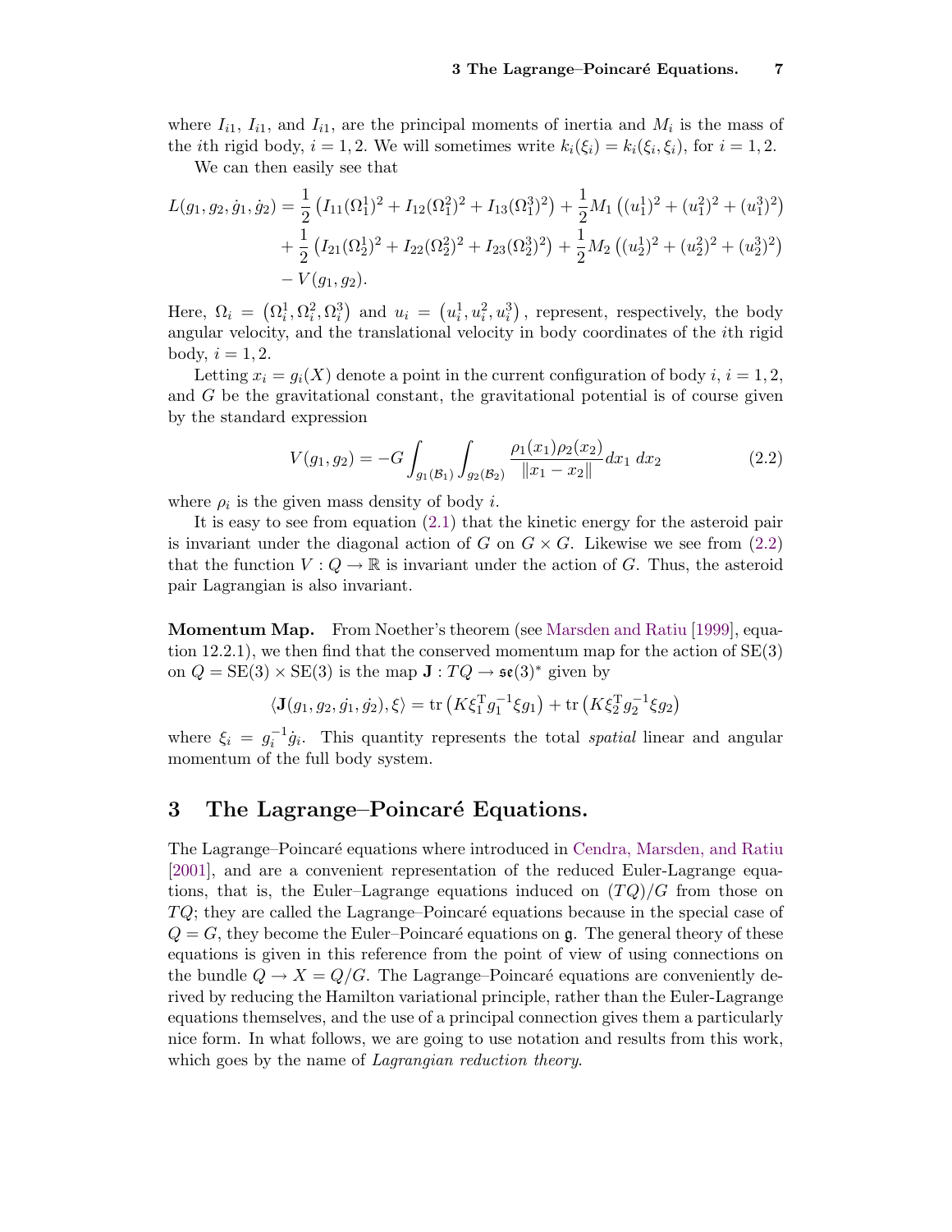where $I_{i1}$, $I_{i1}$, and $I_{i1}$, are the principal moments of inertia and $M_i$ is the mass of the $i$th rigid body, $i = 1, 2$. We will sometimes write $k_i(\xi_i) = k_i(\xi_i, \xi_i)$, for $i = 1, 2$.

We can then easily see that

$$
\begin{aligned}
L(g_1, g_2, \dot{g}_1, \dot{g}_2) = &\frac{1}{2}\left(I_{11}(\Omega_1^1)^2 + I_{12}(\Omega_1^2)^2 + I_{13}(\Omega_1^3)^2\right) + \frac{1}{2}M_1\left((u_1^1)^2 + (u_1^2)^2 + (u_1^3)^2\right) \\
&+ \frac{1}{2}\left(I_{21}(\Omega_2^1)^2 + I_{22}(\Omega_2^2)^2 + I_{23}(\Omega_2^3)^2\right) + \frac{1}{2}M_2\left((u_2^1)^2 + (u_2^2)^2 + (u_2^3)^2\right) \\
&- V(g_1, g_2).
\end{aligned}
$$

Here, $\Omega_i = \left(\Omega_i^1, \Omega_i^2, \Omega_i^3\right)$ and $u_i = \left(u_i^1, u_i^2, u_i^3\right)$, represent, respectively, the body angular velocity, and the translational velocity in body coordinates of the $i$th rigid body, $i = 1, 2$.

Letting $x_i = g_i(X)$ denote a point in the current configuration of body $i$, $i = 1, 2$, and $G$ be the gravitational constant, the gravitational potential is of course given by the standard expression

$$
V(g_1, g_2) = -G\int_{g_1(\mathcal{B}_1)}\int_{g_2(\mathcal{B}_2)} \frac{\rho_1(x_1)\rho_2(x_2)}{\|x_1 - x_2\|}dx_1\, dx_2 \tag{2.2}
$$

where $\rho_i$ is the given mass density of body $i$.

It is easy to see from equation (2.1) that the kinetic energy for the asteroid pair is invariant under the diagonal action of $G$ on $G \times G$. Likewise we see from (2.2) that the function $V : Q \to \mathbb{R}$ is invariant under the action of $G$. Thus, the asteroid pair Lagrangian is also invariant.

**Momentum Map.** From Noether's theorem (see Marsden and Ratiu [1999], equation 12.2.1), we then find that the conserved momentum map for the action of SE(3) on $Q = \mathrm{SE}(3) \times \mathrm{SE}(3)$ is the map $\mathbf{J} : TQ \to \mathfrak{se}(3)^*$ given by

$$
\langle \mathbf{J}(g_1, g_2, \dot{g_1}, \dot{g_2}), \xi\rangle = \mathrm{tr}\left(K\xi_1^{\mathrm{T}} g_1^{-1}\xi g_1\right) + \mathrm{tr}\left(K\xi_2^{\mathrm{T}} g_2^{-1}\xi g_2\right)
$$

where $\xi_i = g_i^{-1}\dot{g}_i$. This quantity represents the total *spatial* linear and angular momentum of the full body system.

## 3 The Lagrange–Poincaré Equations.

The Lagrange–Poincaré equations where introduced in Cendra, Marsden, and Ratiu [2001], and are a convenient representation of the reduced Euler-Lagrange equations, that is, the Euler–Lagrange equations induced on $(TQ)/G$ from those on $TQ$; they are called the Lagrange–Poincaré equations because in the special case of $Q = G$, they become the Euler–Poincaré equations on $\mathfrak{g}$. The general theory of these equations is given in this reference from the point of view of using connections on the bundle $Q \to X = Q/G$. The Lagrange–Poincaré equations are conveniently derived by reducing the Hamilton variational principle, rather than the Euler-Lagrange equations themselves, and the use of a principal connection gives them a particularly nice form. In what follows, we are going to use notation and results from this work, which goes by the name of *Lagrangian reduction theory*.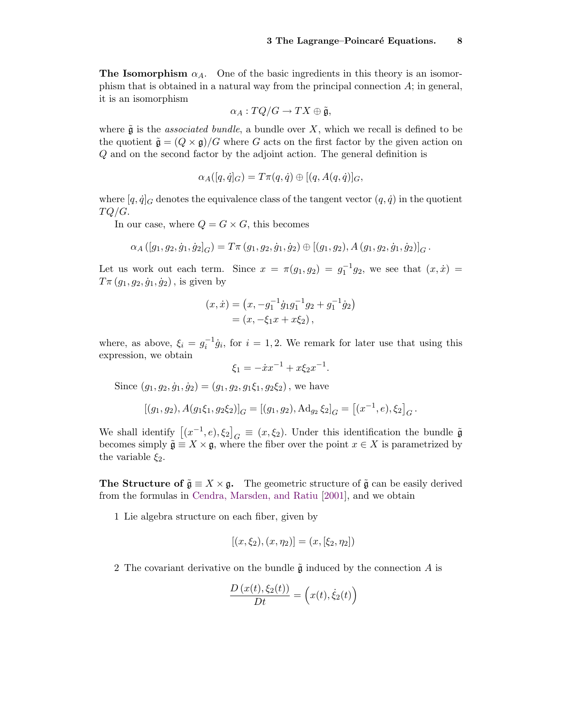**The Isomorphism $\alpha_A$.** One of the basic ingredients in this theory is an isomorphism that is obtained in a natural way from the principal connection $A$; in general, it is an isomorphism

$$\alpha_A : TQ/G \to TX \oplus \tilde{\mathfrak{g}},$$

where $\tilde{\mathfrak{g}}$ is the *associated bundle*, a bundle over $X$, which we recall is defined to be the quotient $\tilde{\mathfrak{g}} = (Q \times \mathfrak{g})/G$ where $G$ acts on the first factor by the given action on $Q$ and on the second factor by the adjoint action. The general definition is

$$\alpha_A([q, \dot{q}]_G) = T\pi(q, \dot{q}) \oplus [(q, A(q, \dot{q})]_G,$$

where $[q, \dot{q}]_G$ denotes the equivalence class of the tangent vector $(q, \dot{q})$ in the quotient $TQ/G$.

In our case, where $Q = G \times G$, this becomes

$$\alpha_A\left([g_1, g_2, \dot{g}_1, \dot{g}_2]_G\right) = T\pi\left(g_1, g_2, \dot{g}_1, \dot{g}_2\right) \oplus \left[(g_1, g_2), A\left(g_1, g_2, \dot{g}_1, \dot{g}_2\right)\right]_G.$$

Let us work out each term. Since $x = \pi(g_1, g_2) = g_1^{-1} g_2$, we see that $(x, \dot{x}) = T\pi\left(g_1, g_2, \dot{g}_1, \dot{g}_2\right)$, is given by

$$\begin{aligned}
(x, \dot{x}) &= \left(x, -g_1^{-1}\dot{g}_1 g_1^{-1} g_2 + g_1^{-1}\dot{g}_2\right) \\
&= \left(x, -\xi_1 x + x\xi_2\right),
\end{aligned}$$

where, as above, $\xi_i = g_i^{-1}\dot{g}_i$, for $i = 1, 2$. We remark for later use that using this expression, we obtain

$$\xi_1 = -\dot{x}x^{-1} + x\xi_2 x^{-1}.$$

Since $(g_1, g_2, \dot{g}_1, \dot{g}_2) = (g_1, g_2, g_1\xi_1, g_2\xi_2)$, we have

$$\left[(g_1, g_2), A(g_1\xi_1, g_2\xi_2)\right]_G = \left[(g_1, g_2), \mathrm{Ad}_{g_2}\xi_2\right]_G = \left[(x^{-1}, e), \xi_2\right]_G.$$

We shall identify $\left[(x^{-1}, e), \xi_2\right]_G \equiv (x, \xi_2)$. Under this identification the bundle $\tilde{\mathfrak{g}}$ becomes simply $\tilde{\mathfrak{g}} \equiv X \times \mathfrak{g}$, where the fiber over the point $x \in X$ is parametrized by the variable $\xi_2$.

**The Structure of $\tilde{\mathfrak{g}} \equiv X \times \mathfrak{g}$.** The geometric structure of $\tilde{\mathfrak{g}}$ can be easily derived from the formulas in Cendra, Marsden, and Ratiu [2001], and we obtain

1 Lie algebra structure on each fiber, given by

$$[(x, \xi_2), (x, \eta_2)] = (x, [\xi_2, \eta_2])$$

2 The covariant derivative on the bundle $\tilde{\mathfrak{g}}$ induced by the connection $A$ is

$$\frac{D\left(x(t), \xi_2(t)\right)}{Dt} = \left(x(t), \dot{\xi}_2(t)\right)$$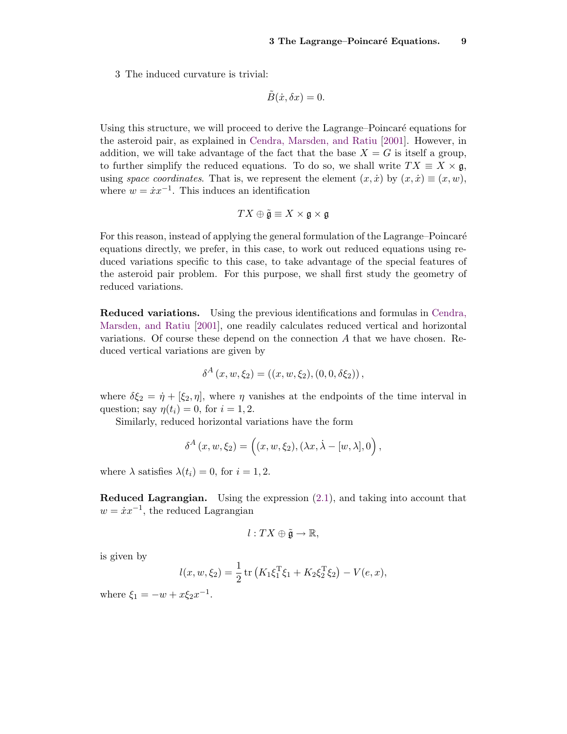3 The induced curvature is trivial:

$$\tilde{B}(\dot{x}, \delta x) = 0.$$

Using this structure, we will proceed to derive the Lagrange–Poincaré equations for the asteroid pair, as explained in Cendra, Marsden, and Ratiu [2001]. However, in addition, we will take advantage of the fact that the base $X = G$ is itself a group, to further simplify the reduced equations. To do so, we shall write $TX \equiv X \times \mathfrak{g}$, using *space coordinates*. That is, we represent the element $(x, \dot{x})$ by $(x, \dot{x}) \equiv (x, w)$, where $w = \dot{x}x^{-1}$. This induces an identification

$$TX \oplus \tilde{\mathfrak{g}} \equiv X \times \mathfrak{g} \times \mathfrak{g}$$

For this reason, instead of applying the general formulation of the Lagrange–Poincaré equations directly, we prefer, in this case, to work out reduced equations using reduced variations specific to this case, to take advantage of the special features of the asteroid pair problem. For this purpose, we shall first study the geometry of reduced variations.

**Reduced variations.** Using the previous identifications and formulas in Cendra, Marsden, and Ratiu [2001], one readily calculates reduced vertical and horizontal variations. Of course these depend on the connection $A$ that we have chosen. Reduced vertical variations are given by

$$\delta^A (x, w, \xi_2) = ((x, w, \xi_2), (0, 0, \delta\xi_2)),$$

where $\delta\xi_2 = \dot{\eta} + [\xi_2, \eta]$, where $\eta$ vanishes at the endpoints of the time interval in question; say $\eta(t_i) = 0$, for $i = 1, 2$.

Similarly, reduced horizontal variations have the form

$$\delta^A (x, w, \xi_2) = \Big((x, w, \xi_2), (\lambda x, \dot{\lambda} - [w, \lambda], 0\Big),$$

where $\lambda$ satisfies $\lambda(t_i) = 0$, for $i = 1, 2$.

**Reduced Lagrangian.** Using the expression (2.1), and taking into account that $w = \dot{x}x^{-1}$, the reduced Lagrangian

$$l : TX \oplus \tilde{\mathfrak{g}} \to \mathbb{R},$$

is given by

$$l(x, w, \xi_2) = \frac{1}{2} \operatorname{tr} \left( K_1 \xi_1^{\mathrm{T}} \xi_1 + K_2 \xi_2^{\mathrm{T}} \xi_2 \right) - V(e, x),$$

where $\xi_1 = -w + x\xi_2 x^{-1}$.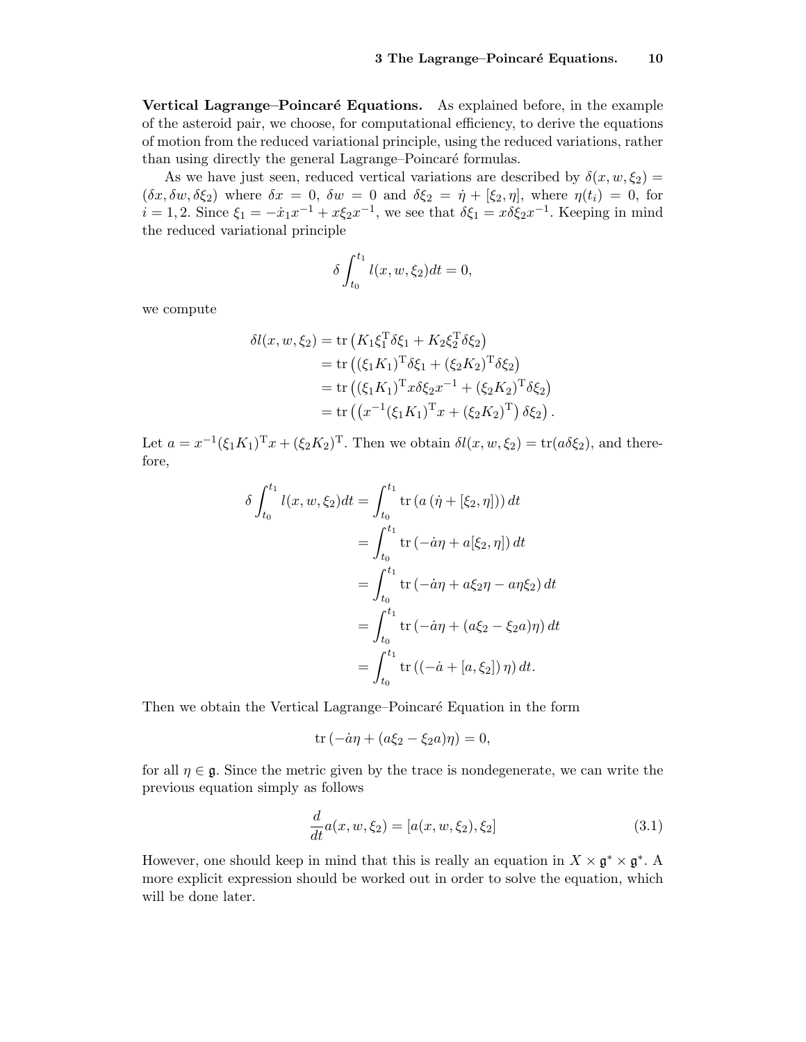**Vertical Lagrange–Poincaré Equations.** As explained before, in the example of the asteroid pair, we choose, for computational efficiency, to derive the equations of motion from the reduced variational principle, using the reduced variations, rather than using directly the general Lagrange–Poincaré formulas.

As we have just seen, reduced vertical variations are described by $\delta(x, w, \xi_2) = (\delta x, \delta w, \delta \xi_2)$ where $\delta x = 0$, $\delta w = 0$ and $\delta \xi_2 = \dot{\eta} + [\xi_2, \eta]$, where $\eta(t_i) = 0$, for $i = 1, 2$. Since $\xi_1 = -\dot{x}_1 x^{-1} + x \xi_2 x^{-1}$, we see that $\delta \xi_1 = x \delta \xi_2 x^{-1}$. Keeping in mind the reduced variational principle

$$\delta \int_{t_0}^{t_1} l(x, w, \xi_2) dt = 0,$$

we compute

$$\begin{aligned}
\delta l(x, w, \xi_2) &= \operatorname{tr}\left( K_1 \xi_1^{\mathrm{T}} \delta \xi_1 + K_2 \xi_2^{\mathrm{T}} \delta \xi_2 \right) \\
&= \operatorname{tr}\left( (\xi_1 K_1)^{\mathrm{T}} \delta \xi_1 + (\xi_2 K_2)^{\mathrm{T}} \delta \xi_2 \right) \\
&= \operatorname{tr}\left( (\xi_1 K_1)^{\mathrm{T}} x \delta \xi_2 x^{-1} + (\xi_2 K_2)^{\mathrm{T}} \delta \xi_2 \right) \\
&= \operatorname{tr}\left( \left( x^{-1} (\xi_1 K_1)^{\mathrm{T}} x + (\xi_2 K_2)^{\mathrm{T}} \right) \delta \xi_2 \right).
\end{aligned}$$

Let $a = x^{-1} (\xi_1 K_1)^{\mathrm{T}} x + (\xi_2 K_2)^{\mathrm{T}}$. Then we obtain $\delta l(x, w, \xi_2) = \operatorname{tr}(a \delta \xi_2)$, and therefore,

$$\begin{aligned}
\delta \int_{t_0}^{t_1} l(x, w, \xi_2) dt &= \int_{t_0}^{t_1} \operatorname{tr}\left( a \left( \dot{\eta} + [\xi_2, \eta] \right) \right) dt \\
&= \int_{t_0}^{t_1} \operatorname{tr}\left( -\dot{a} \eta + a [\xi_2, \eta] \right) dt \\
&= \int_{t_0}^{t_1} \operatorname{tr}\left( -\dot{a} \eta + a \xi_2 \eta - a \eta \xi_2 \right) dt \\
&= \int_{t_0}^{t_1} \operatorname{tr}\left( -\dot{a} \eta + (a \xi_2 - \xi_2 a) \eta \right) dt \\
&= \int_{t_0}^{t_1} \operatorname{tr}\left( \left( -\dot{a} + [a, \xi_2] \right) \eta \right) dt.
\end{aligned}$$

Then we obtain the Vertical Lagrange–Poincaré Equation in the form

$$\operatorname{tr}\left( -\dot{a} \eta + (a \xi_2 - \xi_2 a) \eta \right) = 0,$$

for all $\eta \in \mathfrak{g}$. Since the metric given by the trace is nondegenerate, we can write the previous equation simply as follows

$$\frac{d}{dt} a(x, w, \xi_2) = [a(x, w, \xi_2), \xi_2] \tag{3.1}$$

However, one should keep in mind that this is really an equation in $X \times \mathfrak{g}^* \times \mathfrak{g}^*$. A more explicit expression should be worked out in order to solve the equation, which will be done later.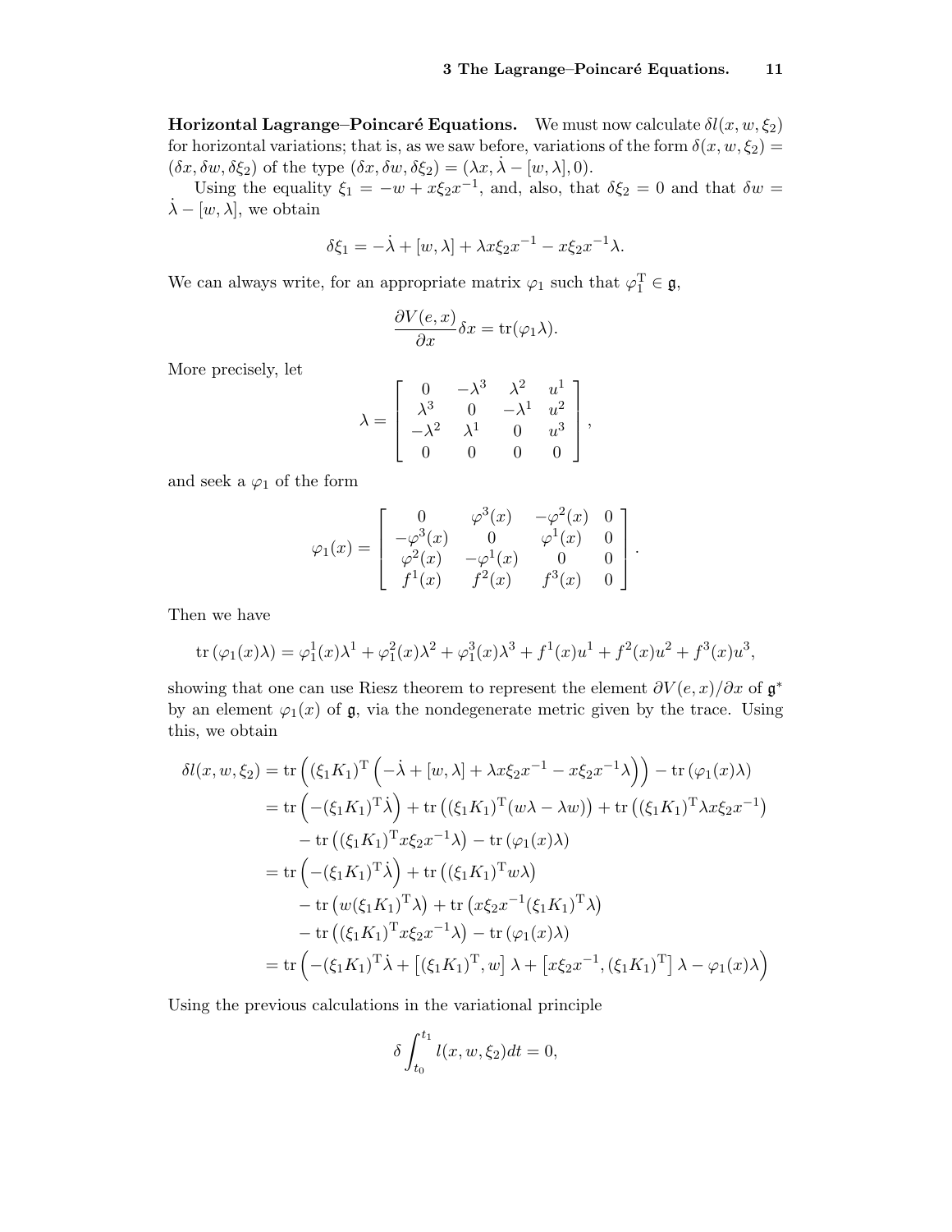**Horizontal Lagrange–Poincaré Equations.** We must now calculate $\delta l(x, w, \xi_2)$ for horizontal variations; that is, as we saw before, variations of the form $\delta(x, w, \xi_2) = (\delta x, \delta w, \delta \xi_2)$ of the type $(\delta x, \delta w, \delta \xi_2) = (\lambda x, \dot{\lambda} - [w, \lambda], 0)$.

Using the equality $\xi_1 = -w + x\xi_2 x^{-1}$, and, also, that $\delta \xi_2 = 0$ and that $\delta w = \dot{\lambda} - [w, \lambda]$, we obtain

$$\delta \xi_1 = -\dot{\lambda} + [w, \lambda] + \lambda x \xi_2 x^{-1} - x\xi_2 x^{-1} \lambda.$$

We can always write, for an appropriate matrix $\varphi_1$ such that $\varphi_1^{\mathrm{T}} \in \mathfrak{g}$,

$$\frac{\partial V(e, x)}{\partial x} \delta x = \operatorname{tr}(\varphi_1 \lambda).$$

More precisely, let

$$\lambda = \begin{bmatrix} 0 & -\lambda^3 & \lambda^2 & u^1 \\ \lambda^3 & 0 & -\lambda^1 & u^2 \\ -\lambda^2 & \lambda^1 & 0 & u^3 \\ 0 & 0 & 0 & 0 \end{bmatrix},$$

and seek a $\varphi_1$ of the form

$$\varphi_1(x) = \begin{bmatrix} 0 & \varphi^3(x) & -\varphi^2(x) & 0 \\ -\varphi^3(x) & 0 & \varphi^1(x) & 0 \\ \varphi^2(x) & -\varphi^1(x) & 0 & 0 \\ f^1(x) & f^2(x) & f^3(x) & 0 \end{bmatrix}.$$

Then we have

$$\operatorname{tr}(\varphi_1(x)\lambda) = \varphi_1^1(x)\lambda^1 + \varphi_1^2(x)\lambda^2 + \varphi_1^3(x)\lambda^3 + f^1(x)u^1 + f^2(x)u^2 + f^3(x)u^3,$$

showing that one can use Riesz theorem to represent the element $\partial V(e, x)/\partial x$ of $\mathfrak{g}^*$ by an element $\varphi_1(x)$ of $\mathfrak{g}$, via the nondegenerate metric given by the trace. Using this, we obtain

$$\begin{aligned}
\delta l(x, w, \xi_2) &= \operatorname{tr}\left( (\xi_1 K_1)^{\mathrm{T}} \left( -\dot{\lambda} + [w, \lambda] + \lambda x \xi_2 x^{-1} - x \xi_2 x^{-1} \lambda \right) \right) - \operatorname{tr}(\varphi_1(x)\lambda) \\
&= \operatorname{tr}\left( -(\xi_1 K_1)^{\mathrm{T}} \dot{\lambda} \right) + \operatorname{tr}\left( (\xi_1 K_1)^{\mathrm{T}} (w\lambda - \lambda w) \right) + \operatorname{tr}\left( (\xi_1 K_1)^{\mathrm{T}} \lambda x \xi_2 x^{-1} \right) \\
&\quad - \operatorname{tr}\left( (\xi_1 K_1)^{\mathrm{T}} x \xi_2 x^{-1} \lambda \right) - \operatorname{tr}(\varphi_1(x)\lambda) \\
&= \operatorname{tr}\left( -(\xi_1 K_1)^{\mathrm{T}} \dot{\lambda} \right) + \operatorname{tr}\left( (\xi_1 K_1)^{\mathrm{T}} w \lambda \right) \\
&\quad - \operatorname{tr}\left( w (\xi_1 K_1)^{\mathrm{T}} \lambda \right) + \operatorname{tr}\left( x \xi_2 x^{-1} (\xi_1 K_1)^{\mathrm{T}} \lambda \right) \\
&\quad - \operatorname{tr}\left( (\xi_1 K_1)^{\mathrm{T}} x \xi_2 x^{-1} \lambda \right) - \operatorname{tr}(\varphi_1(x)\lambda) \\
&= \operatorname{tr}\left( -(\xi_1 K_1)^{\mathrm{T}} \dot{\lambda} + \left[ (\xi_1 K_1)^{\mathrm{T}}, w \right] \lambda + \left[ x \xi_2 x^{-1}, (\xi_1 K_1)^{\mathrm{T}} \right] \lambda - \varphi_1(x) \lambda \right)
\end{aligned}$$

Using the previous calculations in the variational principle

$$\delta \int_{t_0}^{t_1} l(x, w, \xi_2) dt = 0,$$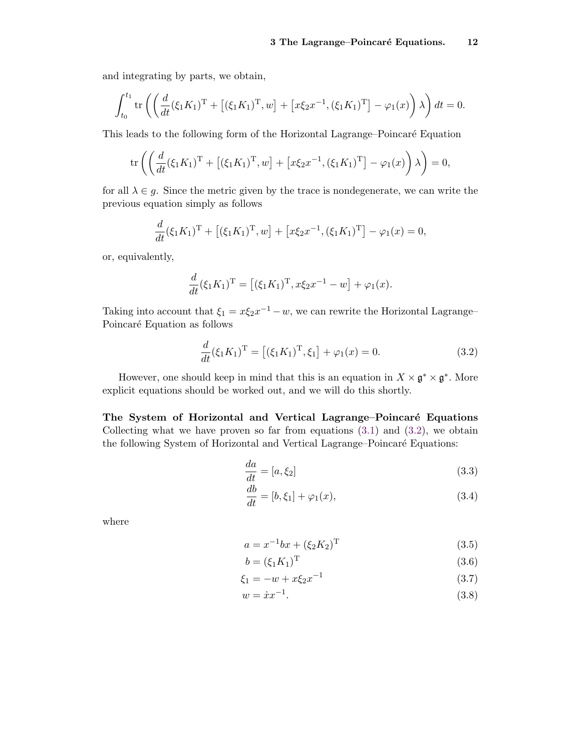and integrating by parts, we obtain,

$$\int_{t_0}^{t_1} \mathrm{tr}\left(\left(\frac{d}{dt}(\xi_1 K_1)^{\mathrm{T}} + \left[(\xi_1 K_1)^{\mathrm{T}}, w\right] + \left[x\xi_2 x^{-1}, (\xi_1 K_1)^{\mathrm{T}}\right] - \varphi_1(x)\right)\lambda\right) dt = 0.$$

This leads to the following form of the Horizontal Lagrange–Poincaré Equation

$$\mathrm{tr}\left(\left(\frac{d}{dt}(\xi_1 K_1)^{\mathrm{T}} + \left[(\xi_1 K_1)^{\mathrm{T}}, w\right] + \left[x\xi_2 x^{-1}, (\xi_1 K_1)^{\mathrm{T}}\right] - \varphi_1(x)\right)\lambda\right) = 0,$$

for all $\lambda \in g$. Since the metric given by the trace is nondegenerate, we can write the previous equation simply as follows

$$\frac{d}{dt}(\xi_1 K_1)^{\mathrm{T}} + \left[(\xi_1 K_1)^{\mathrm{T}}, w\right] + \left[x\xi_2 x^{-1}, (\xi_1 K_1)^{\mathrm{T}}\right] - \varphi_1(x) = 0,$$

or, equivalently,

$$\frac{d}{dt}(\xi_1 K_1)^{\mathrm{T}} = \left[(\xi_1 K_1)^{\mathrm{T}}, x\xi_2 x^{-1} - w\right] + \varphi_1(x).$$

Taking into account that $\xi_1 = x\xi_2 x^{-1} - w$, we can rewrite the Horizontal Lagrange–Poincaré Equation as follows

$$\frac{d}{dt}(\xi_1 K_1)^{\mathrm{T}} = \left[(\xi_1 K_1)^{\mathrm{T}}, \xi_1\right] + \varphi_1(x) = 0. \tag{3.2}$$

However, one should keep in mind that this is an equation in $X \times \mathfrak{g}^* \times \mathfrak{g}^*$. More explicit equations should be worked out, and we will do this shortly.

**The System of Horizontal and Vertical Lagrange–Poincaré Equations** Collecting what we have proven so far from equations (3.1) and (3.2), we obtain the following System of Horizontal and Vertical Lagrange–Poincaré Equations:

$$\frac{da}{dt} = [a, \xi_2] \tag{3.3}$$

$$\frac{db}{dt} = [b, \xi_1] + \varphi_1(x), \tag{3.4}$$

where

$$a = x^{-1} b x + (\xi_2 K_2)^{\mathrm{T}} \tag{3.5}$$

$$b = (\xi_1 K_1)^{\mathrm{T}} \tag{3.6}$$

$$\xi_1 = -w + x\xi_2 x^{-1} \tag{3.7}$$

$$w = \dot{x} x^{-1}. \tag{3.8}$$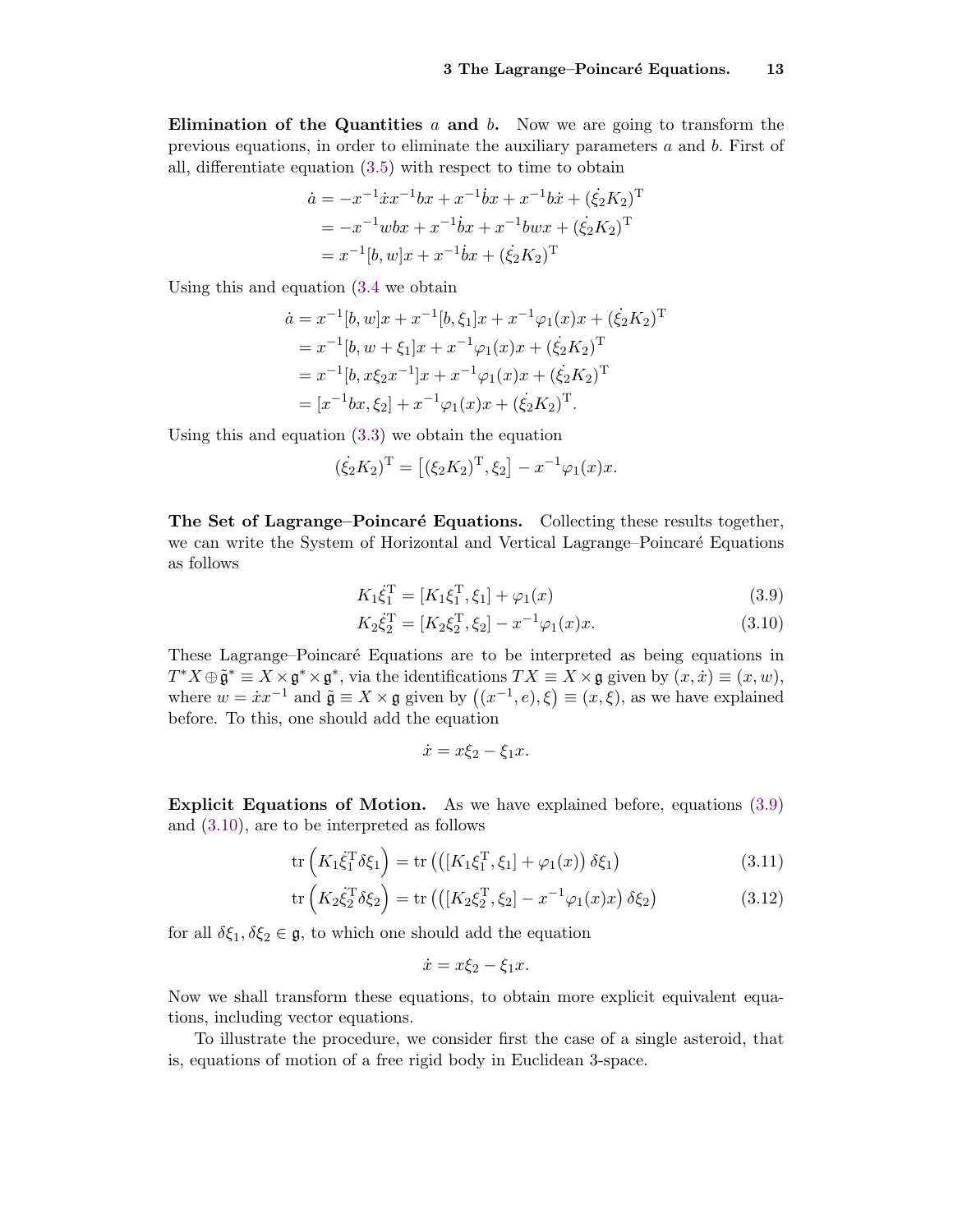**Elimination of the Quantities** $a$ **and** $b$. Now we are going to transform the previous equations, in order to eliminate the auxiliary parameters $a$ and $b$. First of all, differentiate equation (3.5) with respect to time to obtain

$$
\begin{aligned}
\dot{a} &= -x^{-1}\dot{x}x^{-1}bx + x^{-1}\dot{b}x + x^{-1}b\dot{x} + (\dot{\xi_2 K_2})^{\mathrm{T}} \\
&= -x^{-1}wbx + x^{-1}\dot{b}x + x^{-1}bwx + (\dot{\xi_2 K_2})^{\mathrm{T}} \\
&= x^{-1}[b,w]x + x^{-1}\dot{b}x + (\dot{\xi_2 K_2})^{\mathrm{T}}
\end{aligned}
$$

Using this and equation (3.4 we obtain

$$
\begin{aligned}
\dot{a} &= x^{-1}[b,w]x + x^{-1}[b,\xi_1]x + x^{-1}\varphi_1(x)x + (\dot{\xi_2 K_2})^{\mathrm{T}} \\
&= x^{-1}[b,w+\xi_1]x + x^{-1}\varphi_1(x)x + (\dot{\xi_2 K_2})^{\mathrm{T}} \\
&= x^{-1}[b,x\xi_2 x^{-1}]x + x^{-1}\varphi_1(x)x + (\dot{\xi_2 K_2})^{\mathrm{T}} \\
&= [x^{-1}bx,\xi_2] + x^{-1}\varphi_1(x)x + (\dot{\xi_2 K_2})^{\mathrm{T}}.
\end{aligned}
$$

Using this and equation (3.3) we obtain the equation

$$
(\dot{\xi_2 K_2})^{\mathrm{T}} = \left[(\xi_2 K_2)^{\mathrm{T}},\xi_2\right] - x^{-1}\varphi_1(x)x.
$$

**The Set of Lagrange–Poincaré Equations.** Collecting these results together, we can write the System of Horizontal and Vertical Lagrange–Poincaré Equations as follows

$$
K_1\dot{\xi}_1^{\mathrm{T}} = [K_1\xi_1^{\mathrm{T}},\xi_1] + \varphi_1(x) \tag{3.9}
$$

$$
K_2\dot{\xi}_2^{\mathrm{T}} = [K_2\xi_2^{\mathrm{T}},\xi_2] - x^{-1}\varphi_1(x)x. \tag{3.10}
$$

These Lagrange–Poincaré Equations are to be interpreted as being equations in $T^*X \oplus \tilde{\mathfrak{g}}^* \equiv X \times \mathfrak{g}^* \times \mathfrak{g}^*$, via the identifications $TX \equiv X \times \mathfrak{g}$ given by $(x,\dot{x}) \equiv (x,w)$, where $w = \dot{x}x^{-1}$ and $\tilde{\mathfrak{g}} \equiv X \times \mathfrak{g}$ given by $\left((x^{-1},e),\xi\right) \equiv (x,\xi)$, as we have explained before. To this, one should add the equation

$$
\dot{x} = x\xi_2 - \xi_1 x.
$$

**Explicit Equations of Motion.** As we have explained before, equations (3.9) and (3.10), are to be interpreted as follows

$$
\operatorname{tr}\left(K_1\dot{\xi}_1^{\mathrm{T}}\delta\xi_1\right) = \operatorname{tr}\left(\left([K_1\xi_1^{\mathrm{T}},\xi_1] + \varphi_1(x)\right)\delta\xi_1\right) \tag{3.11}
$$

$$
\operatorname{tr}\left(K_2\dot{\xi}_2^{\mathrm{T}}\delta\xi_2\right) = \operatorname{tr}\left(\left([K_2\xi_2^{\mathrm{T}},\xi_2] - x^{-1}\varphi_1(x)x\right)\delta\xi_2\right) \tag{3.12}
$$

for all $\delta\xi_1,\delta\xi_2 \in \mathfrak{g}$, to which one should add the equation

$$
\dot{x} = x\xi_2 - \xi_1 x.
$$

Now we shall transform these equations, to obtain more explicit equivalent equations, including vector equations.

To illustrate the procedure, we consider first the case of a single asteroid, that is, equations of motion of a free rigid body in Euclidean 3-space.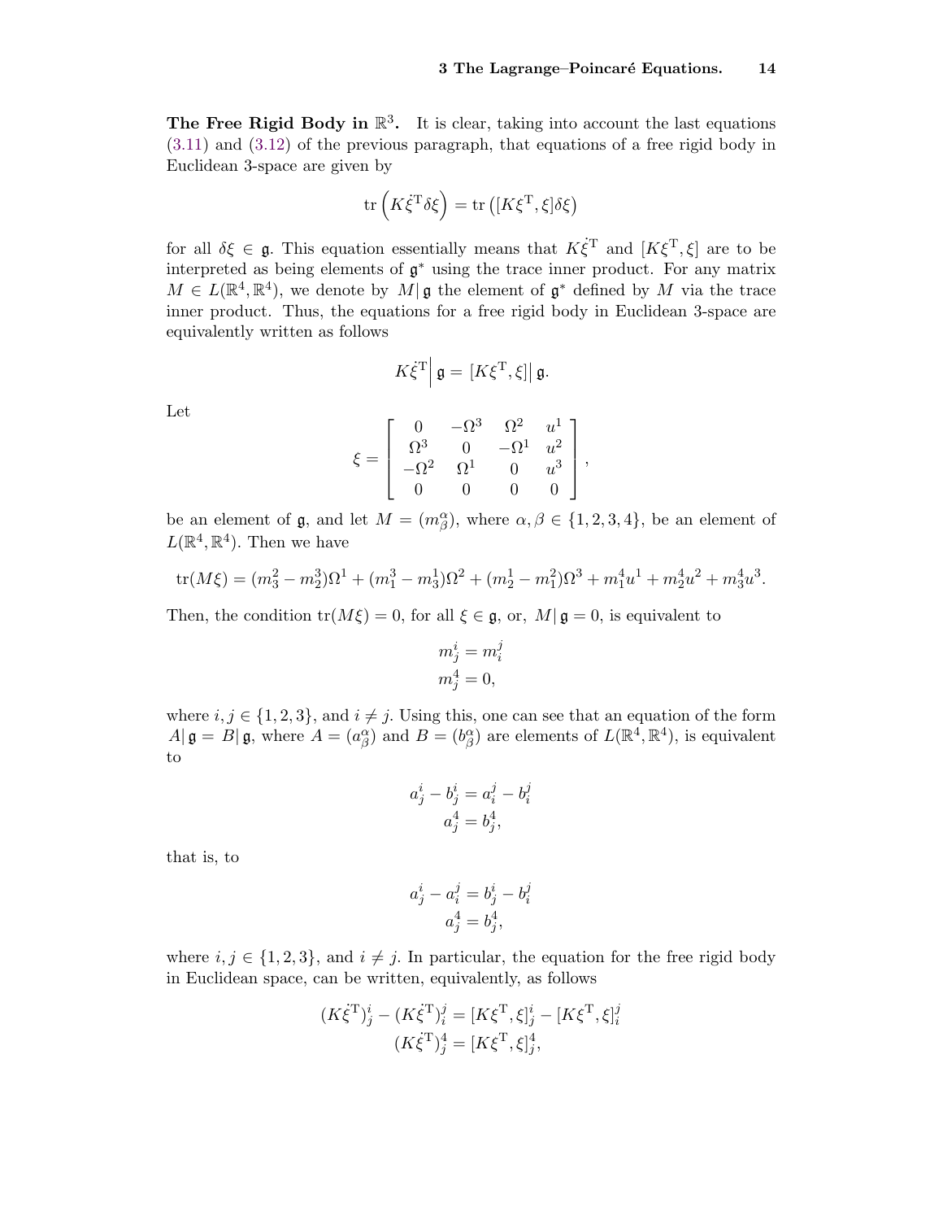**The Free Rigid Body in $\mathbb{R}^3$.** It is clear, taking into account the last equations (3.11) and (3.12) of the previous paragraph, that equations of a free rigid body in Euclidean 3-space are given by

$$\operatorname{tr}\left(K\dot{\xi}^{\mathrm{T}}\delta\xi\right) = \operatorname{tr}\left([K\xi^{\mathrm{T}}, \xi]\delta\xi\right)$$

for all $\delta\xi \in \mathfrak{g}$. This equation essentially means that $K\dot{\xi}^{\mathrm{T}}$ and $[K\xi^{\mathrm{T}}, \xi]$ are to be interpreted as being elements of $\mathfrak{g}^*$ using the trace inner product. For any matrix $M \in L(\mathbb{R}^4, \mathbb{R}^4)$, we denote by $M|\,\mathfrak{g}$ the element of $\mathfrak{g}^*$ defined by $M$ via the trace inner product. Thus, the equations for a free rigid body in Euclidean 3-space are equivalently written as follows

$$K\dot{\xi}^{\mathrm{T}}\Big|\,\mathfrak{g} = [K\xi^{\mathrm{T}}, \xi]\big|\,\mathfrak{g}.$$

Let

$$\xi = \left[\begin{array}{cccc} 0 & -\Omega^3 & \Omega^2 & u^1 \\ \Omega^3 & 0 & -\Omega^1 & u^2 \\ -\Omega^2 & \Omega^1 & 0 & u^3 \\ 0 & 0 & 0 & 0 \end{array}\right],$$

be an element of $\mathfrak{g}$, and let $M = (m^\alpha_\beta)$, where $\alpha, \beta \in \{1, 2, 3, 4\}$, be an element of $L(\mathbb{R}^4, \mathbb{R}^4)$. Then we have

$$\operatorname{tr}(M\xi) = (m^2_3 - m^3_2)\Omega^1 + (m^3_1 - m^1_3)\Omega^2 + (m^1_2 - m^2_1)\Omega^3 + m^4_1 u^1 + m^4_2 u^2 + m^4_3 u^3.$$

Then, the condition $\operatorname{tr}(M\xi) = 0$, for all $\xi \in \mathfrak{g}$, or, $M|\,\mathfrak{g} = 0$, is equivalent to

$$\begin{gathered} m^i_j = m^j_i \\ m^4_j = 0, \end{gathered}$$

where $i, j \in \{1, 2, 3\}$, and $i \neq j$. Using this, one can see that an equation of the form $A|\,\mathfrak{g} = B|\,\mathfrak{g}$, where $A = (a^\alpha_\beta)$ and $B = (b^\alpha_\beta)$ are elements of $L(\mathbb{R}^4, \mathbb{R}^4)$, is equivalent to

$$\begin{gathered} a^i_j - b^i_j = a^j_i - b^j_i \\ a^4_j = b^4_j, \end{gathered}$$

that is, to

$$\begin{gathered} a^i_j - a^j_i = b^i_j - b^j_i \\ a^4_j = b^4_j, \end{gathered}$$

where $i, j \in \{1, 2, 3\}$, and $i \neq j$. In particular, the equation for the free rigid body in Euclidean space, can be written, equivalently, as follows

$$\begin{gathered} (K\dot{\xi}^{\mathrm{T}})^i_j - (K\dot{\xi}^{\mathrm{T}})^j_i = [K\xi^{\mathrm{T}}, \xi]^i_j - [K\xi^{\mathrm{T}}, \xi]^j_i \\ (K\dot{\xi}^{\mathrm{T}})^4_j = [K\xi^{\mathrm{T}}, \xi]^4_j, \end{gathered}$$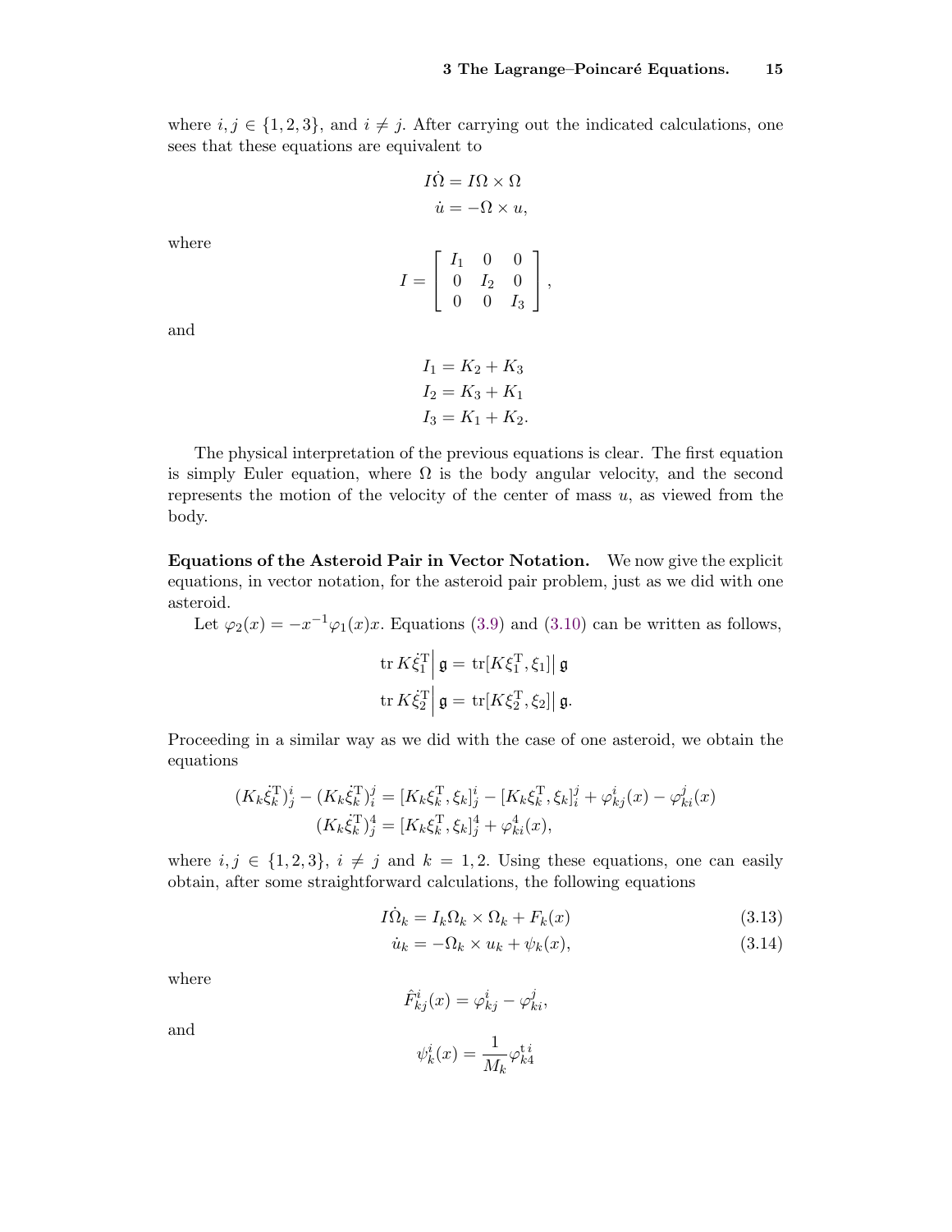where $i, j \in \{1, 2, 3\}$, and $i \neq j$. After carrying out the indicated calculations, one sees that these equations are equivalent to

$$I\dot{\Omega} = I\Omega \times \Omega$$
$$\dot{u} = -\Omega \times u,$$

where

$$I = \begin{bmatrix} I_1 & 0 & 0 \\ 0 & I_2 & 0 \\ 0 & 0 & I_3 \end{bmatrix},$$

and

$$I_1 = K_2 + K_3$$
$$I_2 = K_3 + K_1$$
$$I_3 = K_1 + K_2.$$

The physical interpretation of the previous equations is clear. The first equation is simply Euler equation, where $\Omega$ is the body angular velocity, and the second represents the motion of the velocity of the center of mass $u$, as viewed from the body.

**Equations of the Asteroid Pair in Vector Notation.** We now give the explicit equations, in vector notation, for the asteroid pair problem, just as we did with one asteroid.

Let $\varphi_2(x) = -x^{-1}\varphi_1(x)x$. Equations (3.9) and (3.10) can be written as follows,

$$\operatorname{tr} K\dot{\xi}_1^{\mathrm{T}}\Big|\, \mathfrak{g} = \operatorname{tr}[K\xi_1^{\mathrm{T}}, \xi_1]\big|\, \mathfrak{g}$$
$$\operatorname{tr} K\dot{\xi}_2^{\mathrm{T}}\Big|\, \mathfrak{g} = \operatorname{tr}[K\xi_2^{\mathrm{T}}, \xi_2]\big|\, \mathfrak{g}.$$

Proceeding in a similar way as we did with the case of one asteroid, we obtain the equations

$$(K_k\dot{\xi}_k^{\mathrm{T}})^i_j - (K_k\dot{\xi}_k^{\mathrm{T}})^j_i = [K_k\xi_k^{\mathrm{T}}, \xi_k]^i_j - [K_k\xi_k^{\mathrm{T}}, \xi_k]^j_i + \varphi^i_{kj}(x) - \varphi^j_{ki}(x)$$
$$(K_k\dot{\xi}_k^{\mathrm{T}})^4_j = [K_k\xi_k^{\mathrm{T}}, \xi_k]^4_j + \varphi^4_{ki}(x),$$

where $i, j \in \{1, 2, 3\}$, $i \neq j$ and $k = 1, 2$. Using these equations, one can easily obtain, after some straightforward calculations, the following equations

$$I\dot{\Omega}_k = I_k\Omega_k \times \Omega_k + F_k(x) \tag{3.13}$$
$$\dot{u}_k = -\Omega_k \times u_k + \psi_k(x), \tag{3.14}$$

where

$$\hat{F}^i_{kj}(x) = \varphi^i_{kj} - \varphi^j_{ki},$$

and

$$\psi^i_k(x) = \frac{1}{M_k}\varphi^{\mathrm{t}\,i}_{k4}$$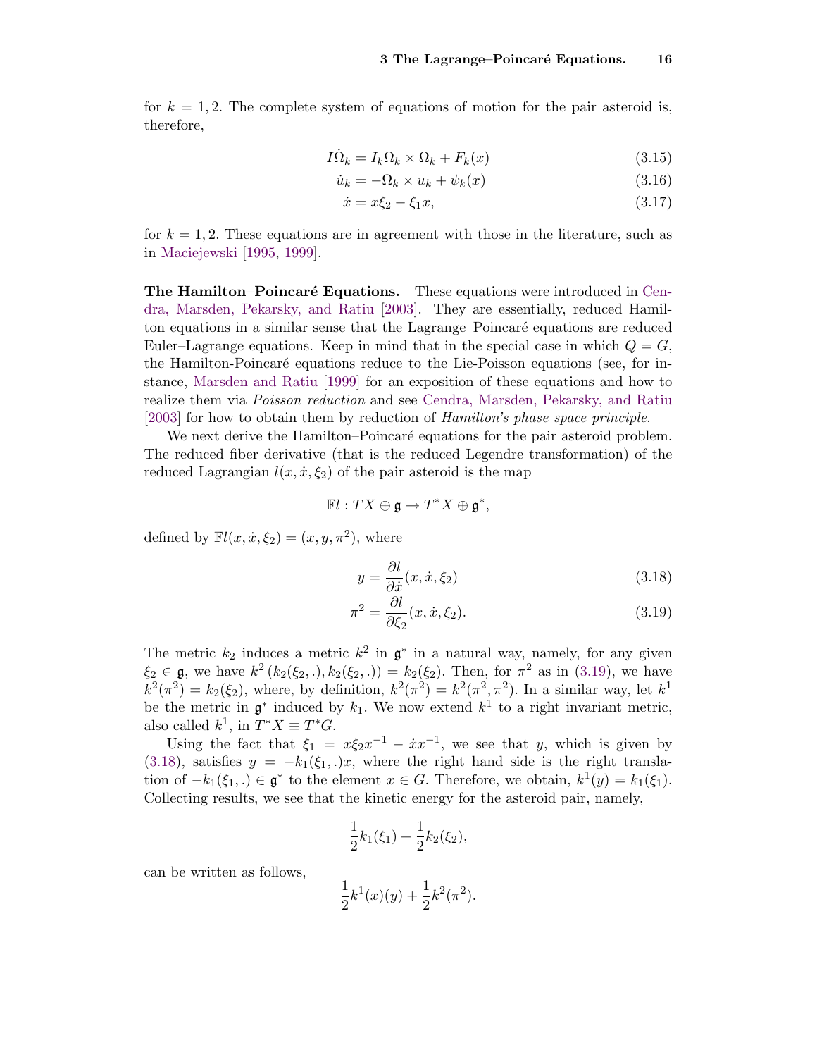for $k = 1, 2$. The complete system of equations of motion for the pair asteroid is, therefore,

$$I\dot{\Omega}_k = I_k\Omega_k \times \Omega_k + F_k(x) \tag{3.15}$$

$$\dot{u}_k = -\Omega_k \times u_k + \psi_k(x) \tag{3.16}$$

$$\dot{x} = x\xi_2 - \xi_1 x, \tag{3.17}$$

for $k = 1, 2$. These equations are in agreement with those in the literature, such as in Maciejewski [1995, 1999].

**The Hamilton–Poincaré Equations.** These equations were introduced in Cendra, Marsden, Pekarsky, and Ratiu [2003]. They are essentially, reduced Hamilton equations in a similar sense that the Lagrange–Poincaré equations are reduced Euler–Lagrange equations. Keep in mind that in the special case in which $Q = G$, the Hamilton-Poincaré equations reduce to the Lie-Poisson equations (see, for instance, Marsden and Ratiu [1999] for an exposition of these equations and how to realize them via *Poisson reduction* and see Cendra, Marsden, Pekarsky, and Ratiu [2003] for how to obtain them by reduction of *Hamilton's phase space principle*.

We next derive the Hamilton–Poincaré equations for the pair asteroid problem. The reduced fiber derivative (that is the reduced Legendre transformation) of the reduced Lagrangian $l(x, \dot{x}, \xi_2)$ of the pair asteroid is the map

$$\mathbb{F}l : TX \oplus \mathfrak{g} \to T^*X \oplus \mathfrak{g}^*,$$

defined by $\mathbb{F}l(x, \dot{x}, \xi_2) = (x, y, \pi^2)$, where

$$y = \frac{\partial l}{\partial \dot{x}}(x, \dot{x}, \xi_2) \tag{3.18}$$

$$\pi^2 = \frac{\partial l}{\partial \xi_2}(x, \dot{x}, \xi_2). \tag{3.19}$$

The metric $k_2$ induces a metric $k^2$ in $\mathfrak{g}^*$ in a natural way, namely, for any given $\xi_2 \in \mathfrak{g}$, we have $k^2\left(k_2(\xi_2, .), k_2(\xi_2, .)\right) = k_2(\xi_2)$. Then, for $\pi^2$ as in (3.19), we have $k^2(\pi^2) = k_2(\xi_2)$, where, by definition, $k^2(\pi^2) = k^2(\pi^2, \pi^2)$. In a similar way, let $k^1$ be the metric in $\mathfrak{g}^*$ induced by $k_1$. We now extend $k^1$ to a right invariant metric, also called $k^1$, in $T^*X \equiv T^*G$.

Using the fact that $\xi_1 = x\xi_2 x^{-1} - \dot{x}x^{-1}$, we see that $y$, which is given by (3.18), satisfies $y = -k_1(\xi_1, .)x$, where the right hand side is the right translation of $-k_1(\xi_1, .) \in \mathfrak{g}^*$ to the element $x \in G$. Therefore, we obtain, $k^1(y) = k_1(\xi_1)$. Collecting results, we see that the kinetic energy for the asteroid pair, namely,

$$\frac{1}{2}k_1(\xi_1) + \frac{1}{2}k_2(\xi_2),$$

can be written as follows,

$$\frac{1}{2}k^1(x)(y) + \frac{1}{2}k^2(\pi^2).$$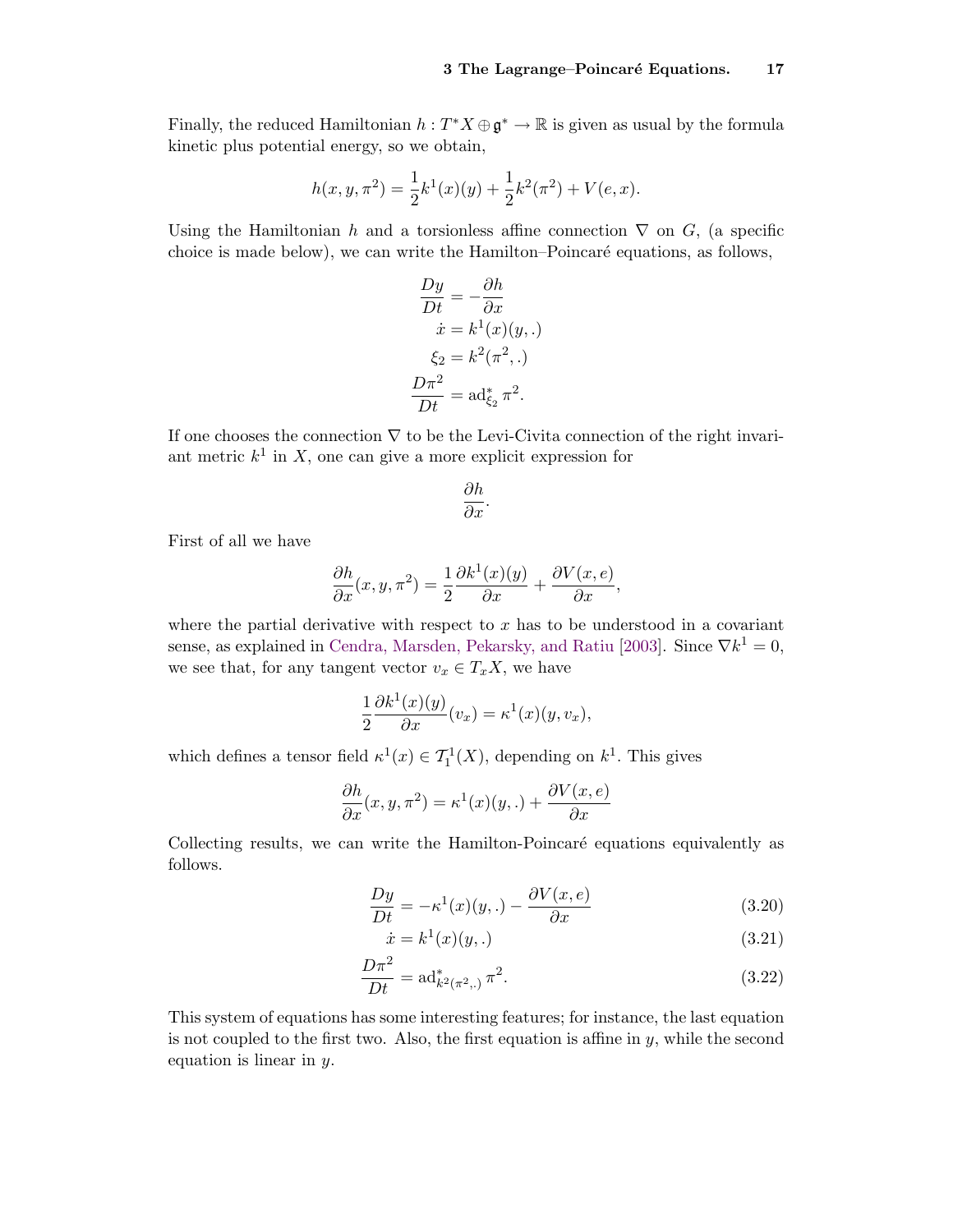Finally, the reduced Hamiltonian $h : T^*X \oplus \mathfrak{g}^* \to \mathbb{R}$ is given as usual by the formula kinetic plus potential energy, so we obtain,

$$h(x, y, \pi^2) = \frac{1}{2}k^1(x)(y) + \frac{1}{2}k^2(\pi^2) + V(e, x).$$

Using the Hamiltonian $h$ and a torsionless affine connection $\nabla$ on $G$, (a specific choice is made below), we can write the Hamilton–Poincaré equations, as follows,

$$\begin{aligned}
\frac{Dy}{Dt} &= -\frac{\partial h}{\partial x} \\
\dot{x} &= k^1(x)(y, .) \\
\xi_2 &= k^2(\pi^2, .) \\
\frac{D\pi^2}{Dt} &= \operatorname{ad}^*_{\xi_2} \pi^2.
\end{aligned}$$

If one chooses the connection $\nabla$ to be the Levi-Civita connection of the right invariant metric $k^1$ in $X$, one can give a more explicit expression for

$$\frac{\partial h}{\partial x}.$$

First of all we have

$$\frac{\partial h}{\partial x}(x, y, \pi^2) = \frac{1}{2}\frac{\partial k^1(x)(y)}{\partial x} + \frac{\partial V(x, e)}{\partial x},$$

where the partial derivative with respect to $x$ has to be understood in a covariant sense, as explained in Cendra, Marsden, Pekarsky, and Ratiu [2003]. Since $\nabla k^1 = 0$, we see that, for any tangent vector $v_x \in T_x X$, we have

$$\frac{1}{2}\frac{\partial k^1(x)(y)}{\partial x}(v_x) = \kappa^1(x)(y, v_x),$$

which defines a tensor field $\kappa^1(x) \in \mathcal{T}^1_1(X)$, depending on $k^1$. This gives

$$\frac{\partial h}{\partial x}(x, y, \pi^2) = \kappa^1(x)(y, .) + \frac{\partial V(x, e)}{\partial x}$$

Collecting results, we can write the Hamilton-Poincaré equations equivalently as follows.

$$\frac{Dy}{Dt} = -\kappa^1(x)(y, .) - \frac{\partial V(x, e)}{\partial x} \tag{3.20}$$

$$\dot{x} = k^1(x)(y, .) \tag{3.21}$$

$$\frac{D\pi^2}{Dt} = \operatorname{ad}^*_{k^2(\pi^2, .)} \pi^2. \tag{3.22}$$

This system of equations has some interesting features; for instance, the last equation is not coupled to the first two. Also, the first equation is affine in $y$, while the second equation is linear in $y$.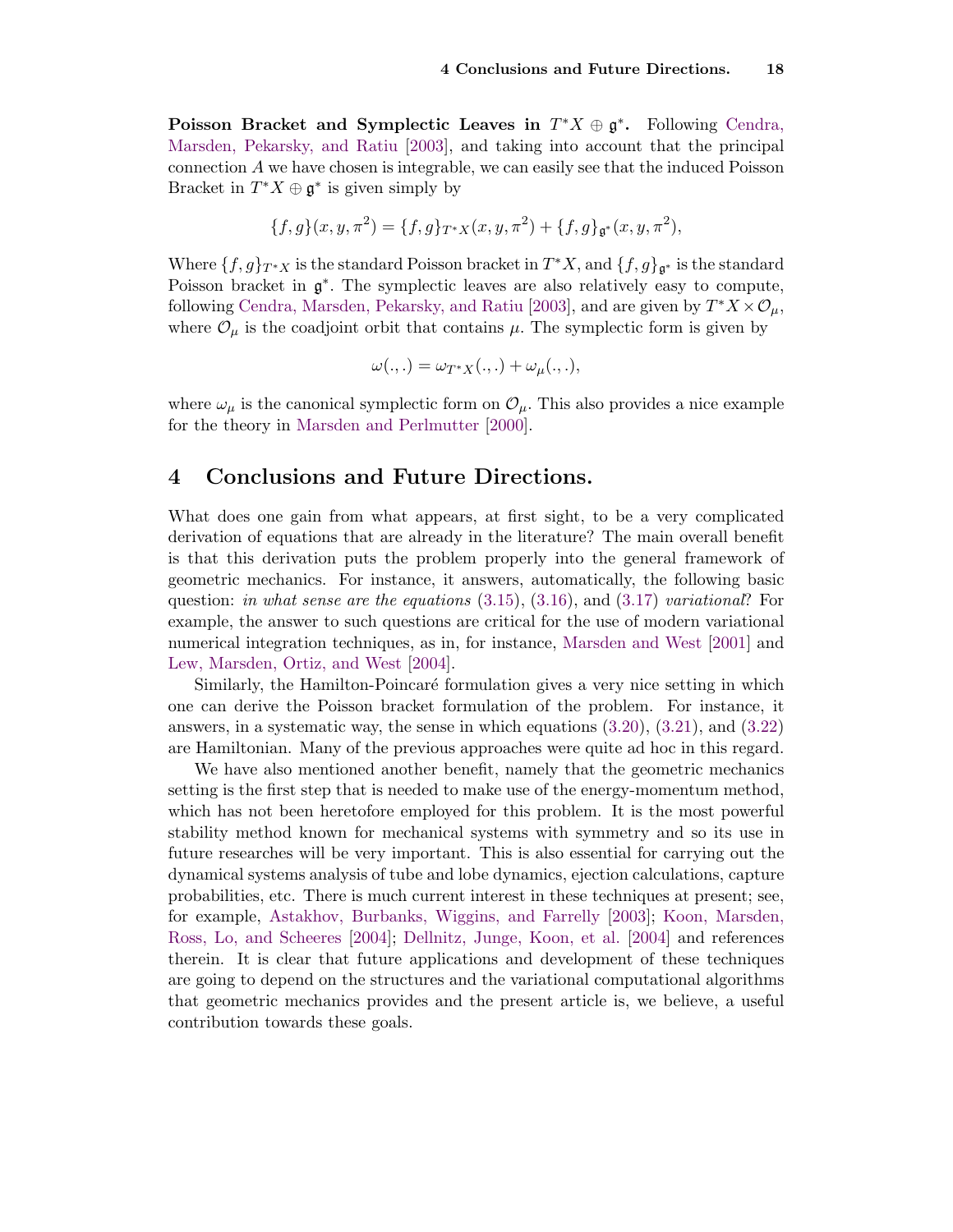**Poisson Bracket and Symplectic Leaves in $T^*X \oplus \mathfrak{g}^*$.** Following Cendra, Marsden, Pekarsky, and Ratiu [2003], and taking into account that the principal connection $A$ we have chosen is integrable, we can easily see that the induced Poisson Bracket in $T^*X \oplus \mathfrak{g}^*$ is given simply by

$$\{f, g\}(x, y, \pi^2) = \{f, g\}_{T^*X}(x, y, \pi^2) + \{f, g\}_{\mathfrak{g}^*}(x, y, \pi^2),$$

Where $\{f, g\}_{T^*X}$ is the standard Poisson bracket in $T^*X$, and $\{f, g\}_{\mathfrak{g}^*}$ is the standard Poisson bracket in $\mathfrak{g}^*$. The symplectic leaves are also relatively easy to compute, following Cendra, Marsden, Pekarsky, and Ratiu [2003], and are given by $T^*X \times \mathcal{O}_\mu$, where $\mathcal{O}_\mu$ is the coadjoint orbit that contains $\mu$. The symplectic form is given by

$$\omega(.,.) = \omega_{T^*X}(.,.) + \omega_\mu(.,.),$$

where $\omega_\mu$ is the canonical symplectic form on $\mathcal{O}_\mu$. This also provides a nice example for the theory in Marsden and Perlmutter [2000].

## 4 Conclusions and Future Directions.

What does one gain from what appears, at first sight, to be a very complicated derivation of equations that are already in the literature? The main overall benefit is that this derivation puts the problem properly into the general framework of geometric mechanics. For instance, it answers, automatically, the following basic question: *in what sense are the equations* (3.15), (3.16), and (3.17) *variational*? For example, the answer to such questions are critical for the use of modern variational numerical integration techniques, as in, for instance, Marsden and West [2001] and Lew, Marsden, Ortiz, and West [2004].

Similarly, the Hamilton-Poincaré formulation gives a very nice setting in which one can derive the Poisson bracket formulation of the problem. For instance, it answers, in a systematic way, the sense in which equations (3.20), (3.21), and (3.22) are Hamiltonian. Many of the previous approaches were quite ad hoc in this regard.

We have also mentioned another benefit, namely that the geometric mechanics setting is the first step that is needed to make use of the energy-momentum method, which has not been heretofore employed for this problem. It is the most powerful stability method known for mechanical systems with symmetry and so its use in future researches will be very important. This is also essential for carrying out the dynamical systems analysis of tube and lobe dynamics, ejection calculations, capture probabilities, etc. There is much current interest in these techniques at present; see, for example, Astakhov, Burbanks, Wiggins, and Farrelly [2003]; Koon, Marsden, Ross, Lo, and Scheeres [2004]; Dellnitz, Junge, Koon, et al. [2004] and references therein. It is clear that future applications and development of these techniques are going to depend on the structures and the variational computational algorithms that geometric mechanics provides and the present article is, we believe, a useful contribution towards these goals.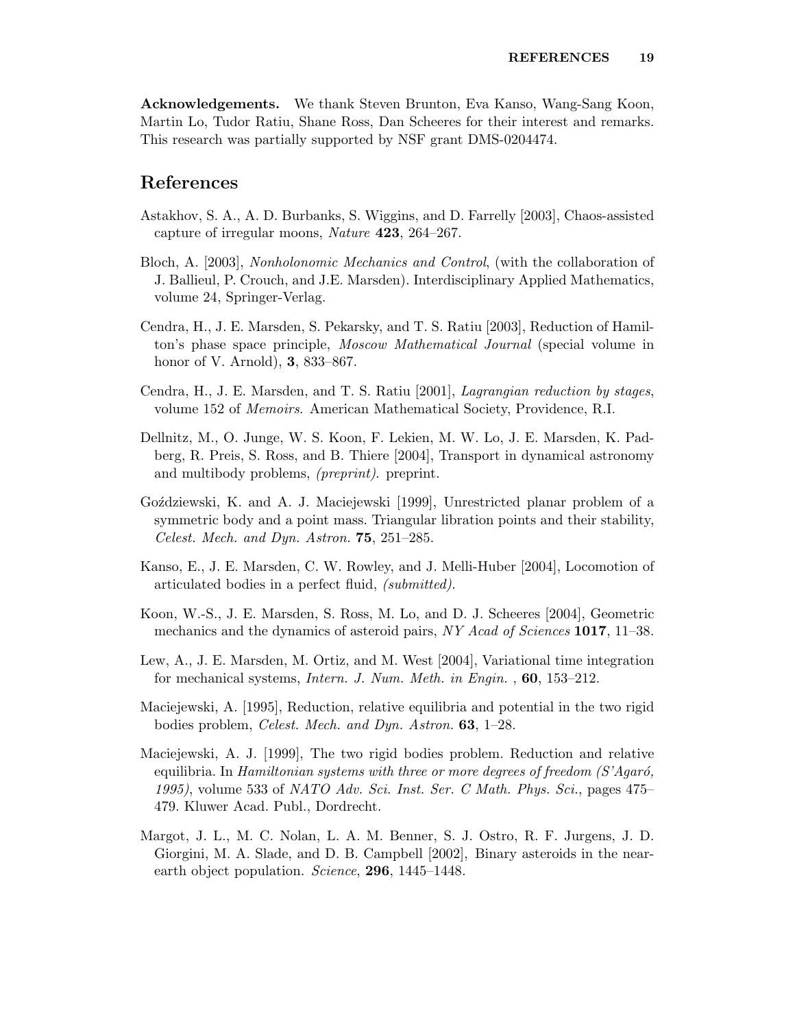**Acknowledgements.** We thank Steven Brunton, Eva Kanso, Wang-Sang Koon, Martin Lo, Tudor Ratiu, Shane Ross, Dan Scheeres for their interest and remarks. This research was partially supported by NSF grant DMS-0204474.

## References

Astakhov, S. A., A. D. Burbanks, S. Wiggins, and D. Farrelly [2003], Chaos-assisted capture of irregular moons, *Nature* **423**, 264–267.

Bloch, A. [2003], *Nonholonomic Mechanics and Control*, (with the collaboration of J. Ballieul, P. Crouch, and J.E. Marsden). Interdisciplinary Applied Mathematics, volume 24, Springer-Verlag.

Cendra, H., J. E. Marsden, S. Pekarsky, and T. S. Ratiu [2003], Reduction of Hamilton's phase space principle, *Moscow Mathematical Journal* (special volume in honor of V. Arnold), **3**, 833–867.

Cendra, H., J. E. Marsden, and T. S. Ratiu [2001], *Lagrangian reduction by stages*, volume 152 of *Memoirs*. American Mathematical Society, Providence, R.I.

Dellnitz, M., O. Junge, W. S. Koon, F. Lekien, M. W. Lo, J. E. Marsden, K. Padberg, R. Preis, S. Ross, and B. Thiere [2004], Transport in dynamical astronomy and multibody problems, *(preprint)*. preprint.

Goździewski, K. and A. J. Maciejewski [1999], Unrestricted planar problem of a symmetric body and a point mass. Triangular libration points and their stability, *Celest. Mech. and Dyn. Astron.* **75**, 251–285.

Kanso, E., J. E. Marsden, C. W. Rowley, and J. Melli-Huber [2004], Locomotion of articulated bodies in a perfect fluid, *(submitted)*.

Koon, W.-S., J. E. Marsden, S. Ross, M. Lo, and D. J. Scheeres [2004], Geometric mechanics and the dynamics of asteroid pairs, *NY Acad of Sciences* **1017**, 11–38.

Lew, A., J. E. Marsden, M. Ortiz, and M. West [2004], Variational time integration for mechanical systems, *Intern. J. Num. Meth. in Engin.* , **60**, 153–212.

Maciejewski, A. [1995], Reduction, relative equilibria and potential in the two rigid bodies problem, *Celest. Mech. and Dyn. Astron.* **63**, 1–28.

Maciejewski, A. J. [1999], The two rigid bodies problem. Reduction and relative equilibria. In *Hamiltonian systems with three or more degrees of freedom (S'Agaró, 1995)*, volume 533 of *NATO Adv. Sci. Inst. Ser. C Math. Phys. Sci.*, pages 475–479. Kluwer Acad. Publ., Dordrecht.

Margot, J. L., M. C. Nolan, L. A. M. Benner, S. J. Ostro, R. F. Jurgens, J. D. Giorgini, M. A. Slade, and D. B. Campbell [2002], Binary asteroids in the near-earth object population. *Science*, **296**, 1445–1448.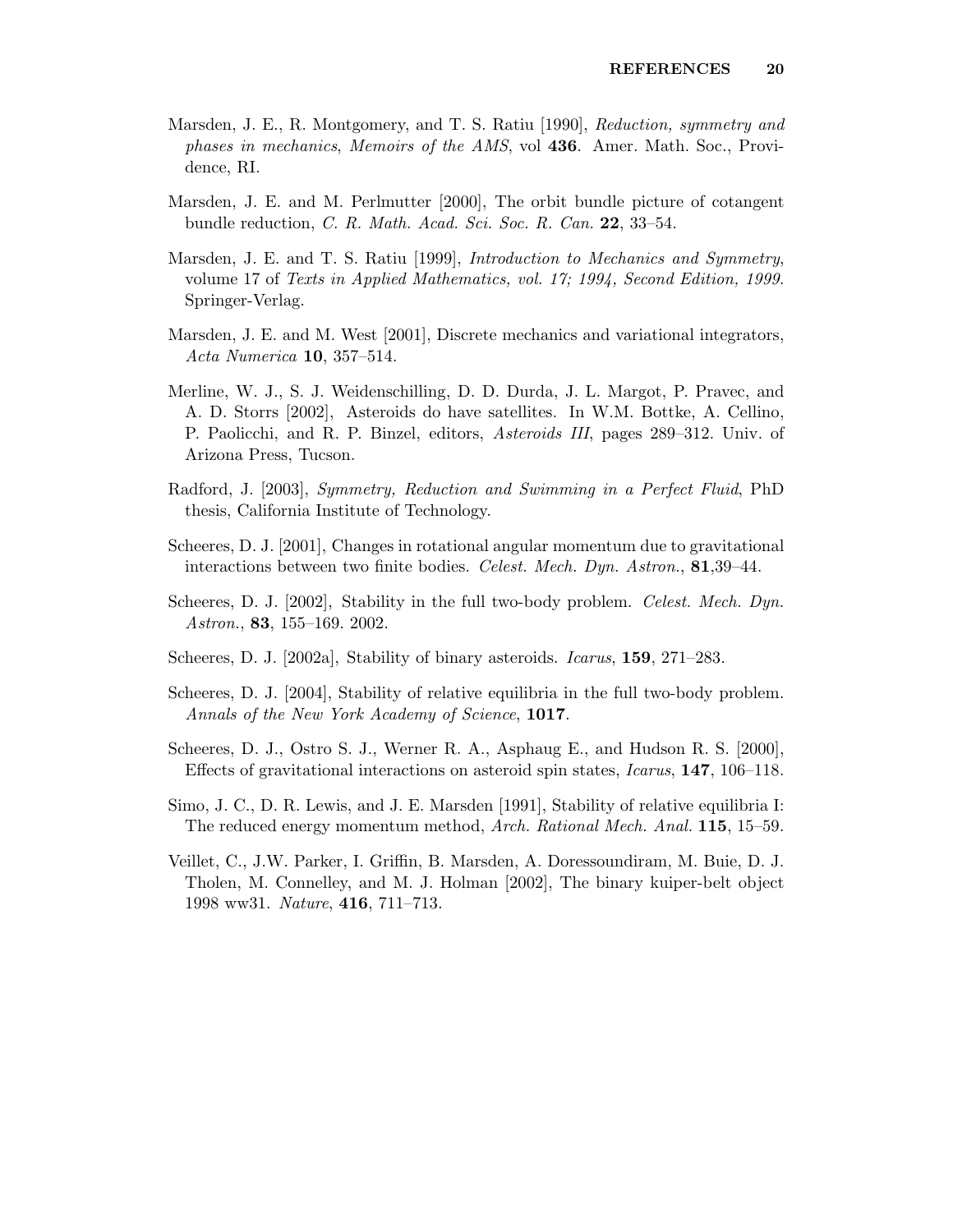Marsden, J. E., R. Montgomery, and T. S. Ratiu [1990], *Reduction, symmetry and phases in mechanics*, *Memoirs of the AMS*, vol **436**. Amer. Math. Soc., Providence, RI.

Marsden, J. E. and M. Perlmutter [2000], The orbit bundle picture of cotangent bundle reduction, *C. R. Math. Acad. Sci. Soc. R. Can.* **22**, 33–54.

Marsden, J. E. and T. S. Ratiu [1999], *Introduction to Mechanics and Symmetry*, volume 17 of *Texts in Applied Mathematics, vol. 17; 1994, Second Edition, 1999*. Springer-Verlag.

Marsden, J. E. and M. West [2001], Discrete mechanics and variational integrators, *Acta Numerica* **10**, 357–514.

Merline, W. J., S. J. Weidenschilling, D. D. Durda, J. L. Margot, P. Pravec, and A. D. Storrs [2002], Asteroids do have satellites. In W.M. Bottke, A. Cellino, P. Paolicchi, and R. P. Binzel, editors, *Asteroids III*, pages 289–312. Univ. of Arizona Press, Tucson.

Radford, J. [2003], *Symmetry, Reduction and Swimming in a Perfect Fluid*, PhD thesis, California Institute of Technology.

Scheeres, D. J. [2001], Changes in rotational angular momentum due to gravitational interactions between two finite bodies. *Celest. Mech. Dyn. Astron.*, **81**,39–44.

Scheeres, D. J. [2002], Stability in the full two-body problem. *Celest. Mech. Dyn. Astron.*, **83**, 155–169. 2002.

Scheeres, D. J. [2002a], Stability of binary asteroids. *Icarus*, **159**, 271–283.

Scheeres, D. J. [2004], Stability of relative equilibria in the full two-body problem. *Annals of the New York Academy of Science*, **1017**.

Scheeres, D. J., Ostro S. J., Werner R. A., Asphaug E., and Hudson R. S. [2000], Effects of gravitational interactions on asteroid spin states, *Icarus*, **147**, 106–118.

Simo, J. C., D. R. Lewis, and J. E. Marsden [1991], Stability of relative equilibria I: The reduced energy momentum method, *Arch. Rational Mech. Anal.* **115**, 15–59.

Veillet, C., J.W. Parker, I. Griffin, B. Marsden, A. Doressoundiram, M. Buie, D. J. Tholen, M. Connelley, and M. J. Holman [2002], The binary kuiper-belt object 1998 ww31. *Nature*, **416**, 711–713.